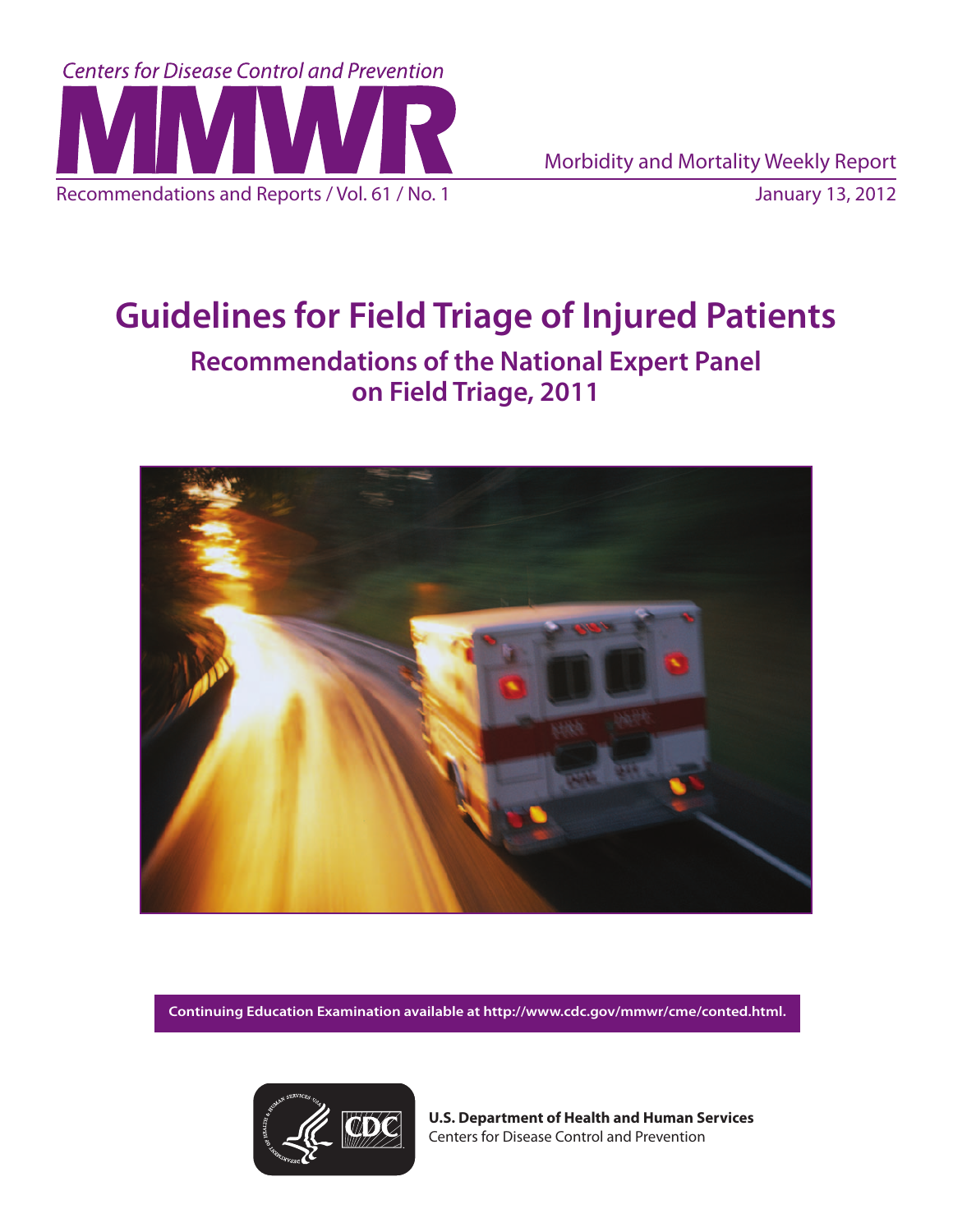Centers for Disease Control and Prevention

# MMWR

Morbidity and Mortality Weekly Report

Recommendations and Reports / Vol. 61 / No. 1

January 13, 2012

# Guidelines for Field Triage of Injured Patients

## Recommendations of the National Expert Panel on Field Triage, 2011

**Continuing Education Examination available at http://www.cdc.gov/mmwr/cme/conted.html.**

**U.S. Department of Health and Human Services**
Centers for Disease Control and Prevention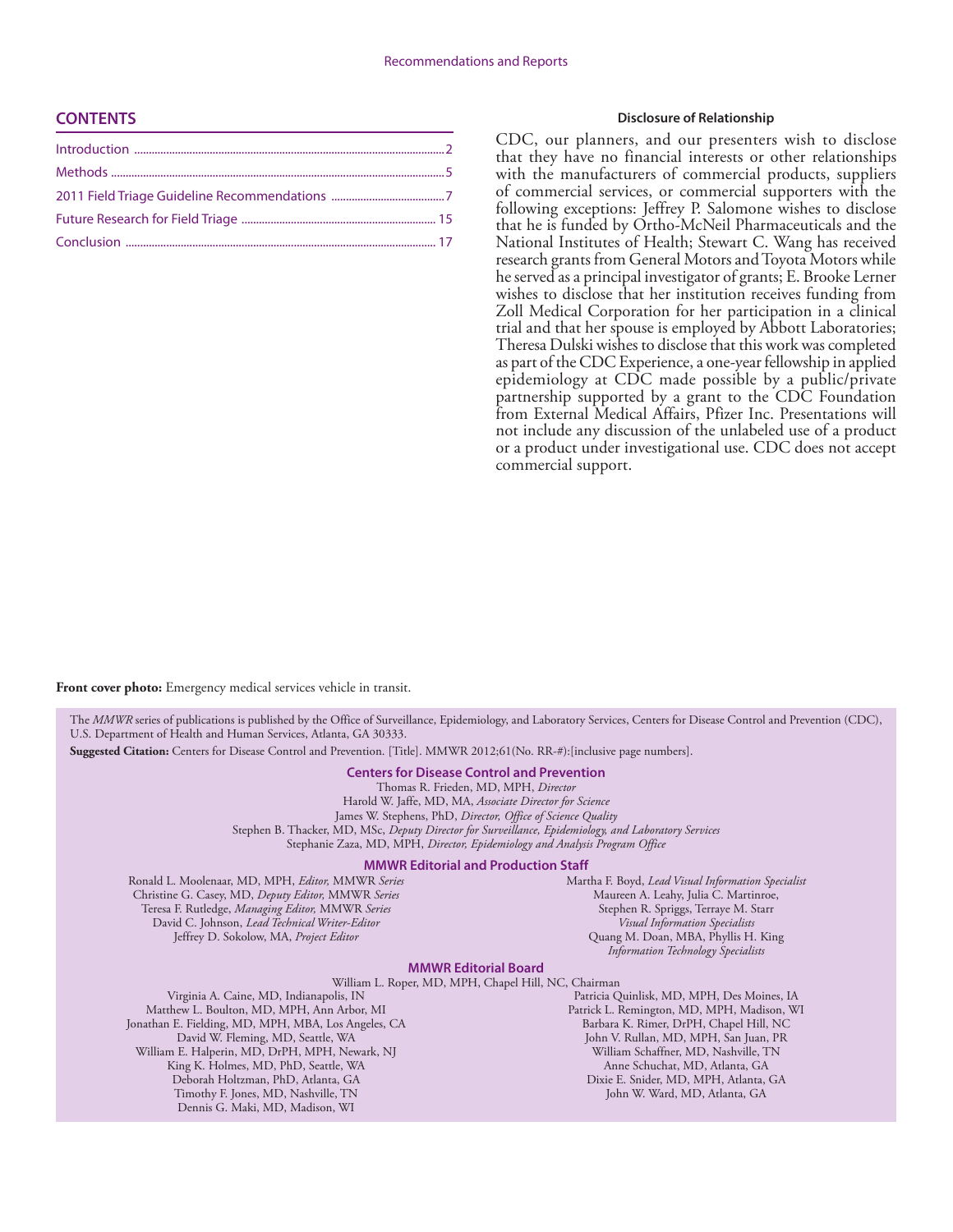## CONTENTS

Introduction ........................................................................................................2

Methods ................................................................................................................5

2011 Field Triage Guideline Recommendations ......................................7

Future Research for Field Triage ................................................................. 15

Conclusion ........................................................................................................ 17

**Disclosure of Relationship**

CDC, our planners, and our presenters wish to disclose that they have no financial interests or other relationships with the manufacturers of commercial products, suppliers of commercial services, or commercial supporters with the following exceptions: Jeffrey P. Salomone wishes to disclose that he is funded by Ortho-McNeil Pharmaceuticals and the National Institutes of Health; Stewart C. Wang has received research grants from General Motors and Toyota Motors while he served as a principal investigator of grants; E. Brooke Lerner wishes to disclose that her institution receives funding from Zoll Medical Corporation for her participation in a clinical trial and that her spouse is employed by Abbott Laboratories; Theresa Dulski wishes to disclose that this work was completed as part of the CDC Experience, a one-year fellowship in applied epidemiology at CDC made possible by a public/private partnership supported by a grant to the CDC Foundation from External Medical Affairs, Pfizer Inc. Presentations will not include any discussion of the unlabeled use of a product or a product under investigational use. CDC does not accept commercial support.

**Front cover photo:** Emergency medical services vehicle in transit.

The *MMWR* series of publications is published by the Office of Surveillance, Epidemiology, and Laboratory Services, Centers for Disease Control and Prevention (CDC), U.S. Department of Health and Human Services, Atlanta, GA 30333.

**Suggested Citation:** Centers for Disease Control and Prevention. [Title]. MMWR 2012;61(No. RR-#):[inclusive page numbers].

**Centers for Disease Control and Prevention**

Thomas R. Frieden, MD, MPH, *Director*
Harold W. Jaffe, MD, MA, *Associate Director for Science*
James W. Stephens, PhD, *Director, Office of Science Quality*
Stephen B. Thacker, MD, MSc, *Deputy Director for Surveillance, Epidemiology, and Laboratory Services*
Stephanie Zaza, MD, MPH, *Director, Epidemiology and Analysis Program Office*

**MMWR Editorial and Production Staff**

Ronald L. Moolenaar, MD, MPH, *Editor,* MMWR *Series*
Christine G. Casey, MD, *Deputy Editor,* MMWR *Series*
Teresa F. Rutledge, *Managing Editor,* MMWR *Series*
David C. Johnson, *Lead Technical Writer-Editor*
Jeffrey D. Sokolow, MA, *Project Editor*
Martha F. Boyd, *Lead Visual Information Specialist*
Maureen A. Leahy, Julia C. Martinroe,
Stephen R. Spriggs, Terraye M. Starr
*Visual Information Specialists*
Quang M. Doan, MBA, Phyllis H. King
*Information Technology Specialists*

**MMWR Editorial Board**

William L. Roper, MD, MPH, Chapel Hill, NC, Chairman
Virginia A. Caine, MD, Indianapolis, IN
Matthew L. Boulton, MD, MPH, Ann Arbor, MI
Jonathan E. Fielding, MD, MPH, MBA, Los Angeles, CA
David W. Fleming, MD, Seattle, WA
William E. Halperin, MD, DrPH, MPH, Newark, NJ
King K. Holmes, MD, PhD, Seattle, WA
Deborah Holtzman, PhD, Atlanta, GA
Timothy F. Jones, MD, Nashville, TN
Dennis G. Maki, MD, Madison, WI
Patricia Quinlisk, MD, MPH, Des Moines, IA
Patrick L. Remington, MD, MPH, Madison, WI
Barbara K. Rimer, DrPH, Chapel Hill, NC
John V. Rullan, MD, MPH, San Juan, PR
William Schaffner, MD, Nashville, TN
Anne Schuchat, MD, Atlanta, GA
Dixie E. Snider, MD, MPH, Atlanta, GA
John W. Ward, MD, Atlanta, GA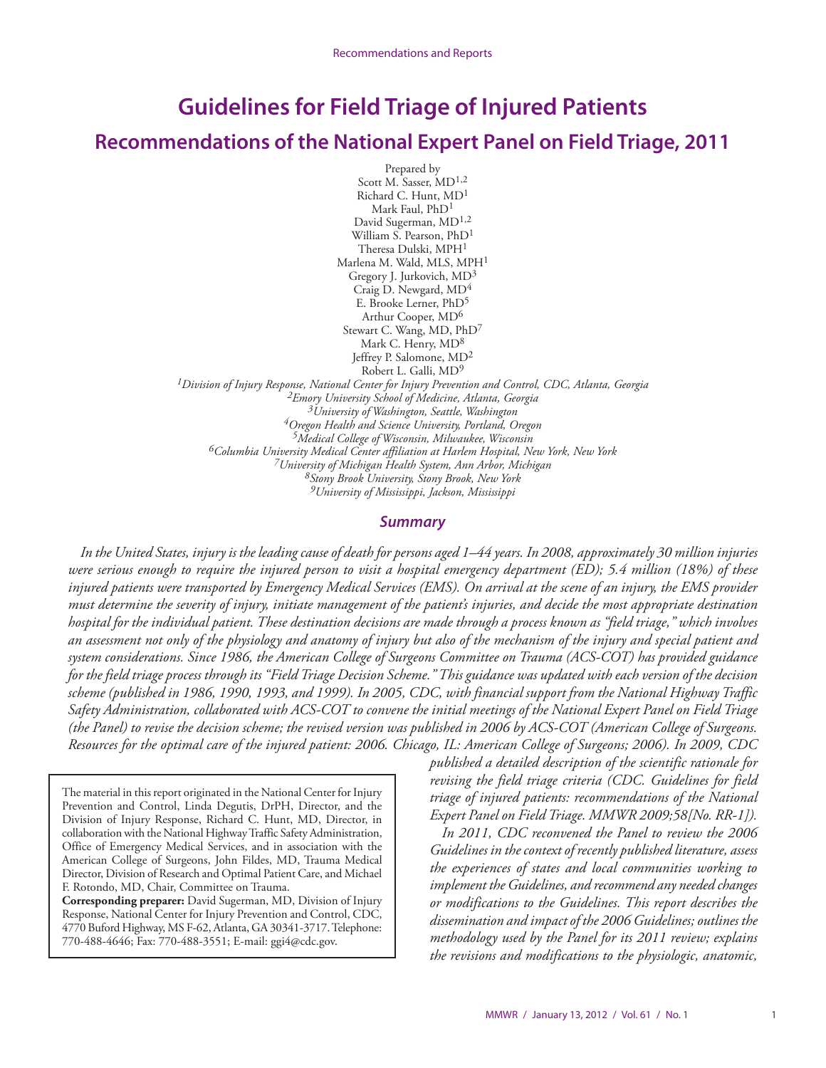# Guidelines for Field Triage of Injured Patients

## Recommendations of the National Expert Panel on Field Triage, 2011

Prepared by
Scott M. Sasser, MD[1,2]
Richard C. Hunt, MD[1]
Mark Faul, PhD[1]
David Sugerman, MD[1,2]
William S. Pearson, PhD[1]
Theresa Dulski, MPH[1]
Marlena M. Wald, MLS, MPH[1]
Gregory J. Jurkovich, MD[3]
Craig D. Newgard, MD[4]
E. Brooke Lerner, PhD[5]
Arthur Cooper, MD[6]
Stewart C. Wang, MD, PhD[7]
Mark C. Henry, MD[8]
Jeffrey P. Salomone, MD[2]
Robert L. Galli, MD[9]

*[1]Division of Injury Response, National Center for Injury Prevention and Control, CDC, Atlanta, Georgia*
*[2]Emory University School of Medicine, Atlanta, Georgia*
*[3]University of Washington, Seattle, Washington*
*[4]Oregon Health and Science University, Portland, Oregon*
*[5]Medical College of Wisconsin, Milwaukee, Wisconsin*
*[6]Columbia University Medical Center affiliation at Harlem Hospital, New York, New York*
*[7]University of Michigan Health System, Ann Arbor, Michigan*
*[8]Stony Brook University, Stony Brook, New York*
*[9]University of Mississippi, Jackson, Mississippi*

### Summary

*In the United States, injury is the leading cause of death for persons aged 1–44 years. In 2008, approximately 30 million injuries were serious enough to require the injured person to visit a hospital emergency department (ED); 5.4 million (18%) of these injured patients were transported by Emergency Medical Services (EMS). On arrival at the scene of an injury, the EMS provider must determine the severity of injury, initiate management of the patient's injuries, and decide the most appropriate destination hospital for the individual patient. These destination decisions are made through a process known as "field triage," which involves an assessment not only of the physiology and anatomy of injury but also of the mechanism of the injury and special patient and system considerations. Since 1986, the American College of Surgeons Committee on Trauma (ACS-COT) has provided guidance for the field triage process through its "Field Triage Decision Scheme." This guidance was updated with each version of the decision scheme (published in 1986, 1990, 1993, and 1999). In 2005, CDC, with financial support from the National Highway Traffic Safety Administration, collaborated with ACS-COT to convene the initial meetings of the National Expert Panel on Field Triage (the Panel) to revise the decision scheme; the revised version was published in 2006 by ACS-COT (American College of Surgeons. Resources for the optimal care of the injured patient: 2006. Chicago, IL: American College of Surgeons; 2006). In 2009, CDC published a detailed description of the scientific rationale for revising the field triage criteria (CDC. Guidelines for field triage of injured patients: recommendations of the National Expert Panel on Field Triage. MMWR 2009;58[No. RR-1]).*

*In 2011, CDC reconvened the Panel to review the 2006 Guidelines in the context of recently published literature, assess the experiences of states and local communities working to implement the Guidelines, and recommend any needed changes or modifications to the Guidelines. This report describes the dissemination and impact of the 2006 Guidelines; outlines the methodology used by the Panel for its 2011 review; explains the revisions and modifications to the physiologic, anatomic,*

The material in this report originated in the National Center for Injury Prevention and Control, Linda Degutis, DrPH, Director, and the Division of Injury Response, Richard C. Hunt, MD, Director, in collaboration with the National Highway Traffic Safety Administration, Office of Emergency Medical Services, and in association with the American College of Surgeons, John Fildes, MD, Trauma Medical Director, Division of Research and Optimal Patient Care, and Michael F. Rotondo, MD, Chair, Committee on Trauma.

**Corresponding preparer:** David Sugerman, MD, Division of Injury Response, National Center for Injury Prevention and Control, CDC, 4770 Buford Highway, MS F-62, Atlanta, GA 30341-3717. Telephone: 770-488-4646; Fax: 770-488-3551; E-mail: ggi4@cdc.gov.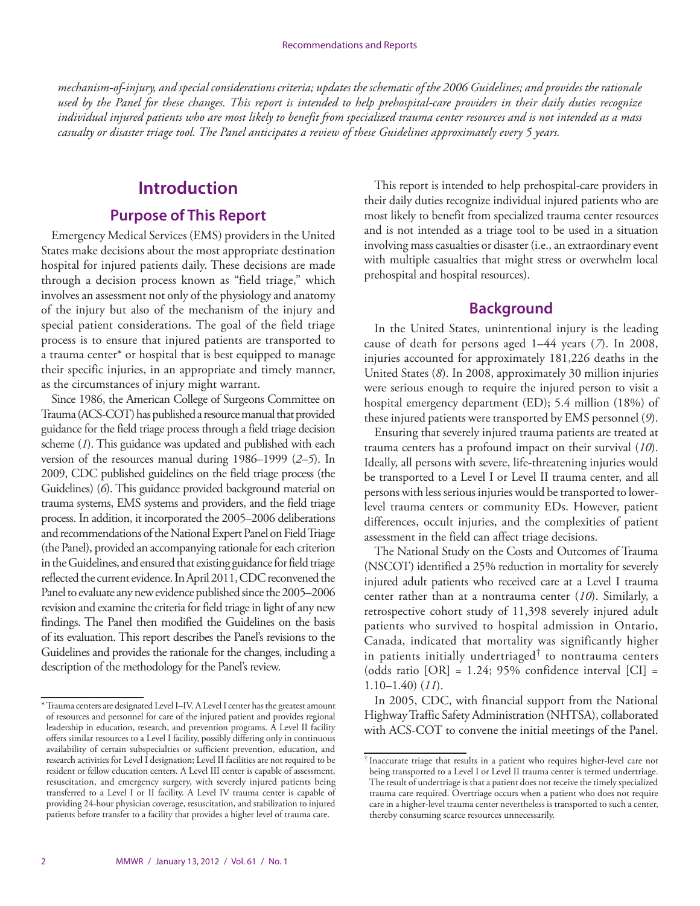*mechanism-of-injury, and special considerations criteria; updates the schematic of the 2006 Guidelines; and provides the rationale used by the Panel for these changes. This report is intended to help prehospital-care providers in their daily duties recognize individual injured patients who are most likely to benefit from specialized trauma center resources and is not intended as a mass casualty or disaster triage tool. The Panel anticipates a review of these Guidelines approximately every 5 years.*

# Introduction

## Purpose of This Report

Emergency Medical Services (EMS) providers in the United States make decisions about the most appropriate destination hospital for injured patients daily. These decisions are made through a decision process known as "field triage," which involves an assessment not only of the physiology and anatomy of the injury but also of the mechanism of the injury and special patient considerations. The goal of the field triage process is to ensure that injured patients are transported to a trauma center* or hospital that is best equipped to manage their specific injuries, in an appropriate and timely manner, as the circumstances of injury might warrant.

Since 1986, the American College of Surgeons Committee on Trauma (ACS-COT) has published a resource manual that provided guidance for the field triage process through a field triage decision scheme (*1*). This guidance was updated and published with each version of the resources manual during 1986–1999 (*2*–*5*). In 2009, CDC published guidelines on the field triage process (the Guidelines) (*6*). This guidance provided background material on trauma systems, EMS systems and providers, and the field triage process. In addition, it incorporated the 2005–2006 deliberations and recommendations of the National Expert Panel on Field Triage (the Panel), provided an accompanying rationale for each criterion in the Guidelines, and ensured that existing guidance for field triage reflected the current evidence. In April 2011, CDC reconvened the Panel to evaluate any new evidence published since the 2005–2006 revision and examine the criteria for field triage in light of any new findings. The Panel then modified the Guidelines on the basis of its evaluation. This report describes the Panel's revisions to the Guidelines and provides the rationale for the changes, including a description of the methodology for the Panel's review.

This report is intended to help prehospital-care providers in their daily duties recognize individual injured patients who are most likely to benefit from specialized trauma center resources and is not intended as a triage tool to be used in a situation involving mass casualties or disaster (i.e., an extraordinary event with multiple casualties that might stress or overwhelm local prehospital and hospital resources).

## Background

In the United States, unintentional injury is the leading cause of death for persons aged 1–44 years (*7*). In 2008, injuries accounted for approximately 181,226 deaths in the United States (*8*). In 2008, approximately 30 million injuries were serious enough to require the injured person to visit a hospital emergency department (ED); 5.4 million (18%) of these injured patients were transported by EMS personnel (*9*).

Ensuring that severely injured trauma patients are treated at trauma centers has a profound impact on their survival (*10*). Ideally, all persons with severe, life-threatening injuries would be transported to a Level I or Level II trauma center, and all persons with less serious injuries would be transported to lower-level trauma centers or community EDs. However, patient differences, occult injuries, and the complexities of patient assessment in the field can affect triage decisions.

The National Study on the Costs and Outcomes of Trauma (NSCOT) identified a 25% reduction in mortality for severely injured adult patients who received care at a Level I trauma center rather than at a nontrauma center (*10*). Similarly, a retrospective cohort study of 11,398 severely injured adult patients who survived to hospital admission in Ontario, Canada, indicated that mortality was significantly higher in patients initially undertriaged† to nontrauma centers (odds ratio [OR] = 1.24; 95% confidence interval [CI] = 1.10–1.40) (*11*).

In 2005, CDC, with financial support from the National Highway Traffic Safety Administration (NHTSA), collaborated with ACS-COT to convene the initial meetings of the Panel.

---

\* Trauma centers are designated Level I–IV. A Level I center has the greatest amount of resources and personnel for care of the injured patient and provides regional leadership in education, research, and prevention programs. A Level II facility offers similar resources to a Level I facility, possibly differing only in continuous availability of certain subspecialties or sufficient prevention, education, and research activities for Level I designation; Level II facilities are not required to be resident or fellow education centers. A Level III center is capable of assessment, resuscitation, and emergency surgery, with severely injured patients being transferred to a Level I or II facility. A Level IV trauma center is capable of providing 24-hour physician coverage, resuscitation, and stabilization to injured patients before transfer to a facility that provides a higher level of trauma care.

† Inaccurate triage that results in a patient who requires higher-level care not being transported to a Level I or Level II trauma center is termed undertriage. The result of undertriage is that a patient does not receive the timely specialized trauma care required. Overtriage occurs when a patient who does not require care in a higher-level trauma center nevertheless is transported to such a center, thereby consuming scarce resources unnecessarily.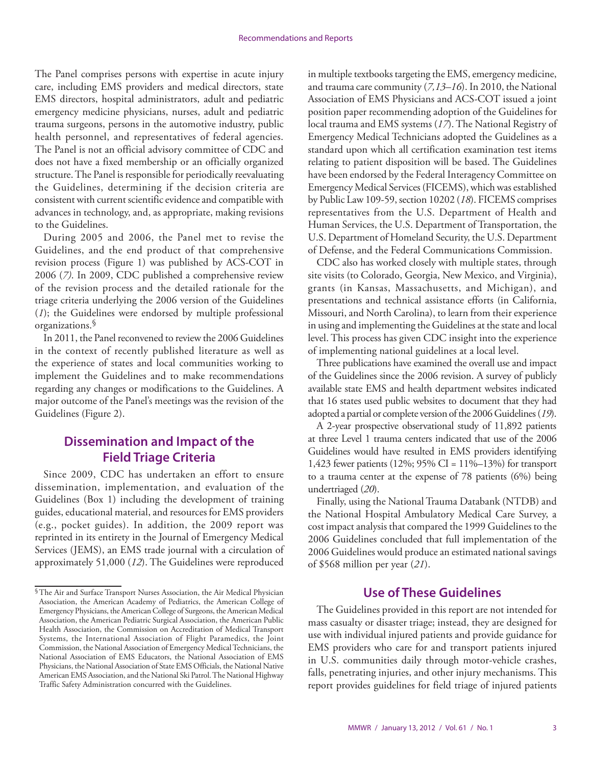The Panel comprises persons with expertise in acute injury care, including EMS providers and medical directors, state EMS directors, hospital administrators, adult and pediatric emergency medicine physicians, nurses, adult and pediatric trauma surgeons, persons in the automotive industry, public health personnel, and representatives of federal agencies. The Panel is not an official advisory committee of CDC and does not have a fixed membership or an officially organized structure. The Panel is responsible for periodically reevaluating the Guidelines, determining if the decision criteria are consistent with current scientific evidence and compatible with advances in technology, and, as appropriate, making revisions to the Guidelines.

During 2005 and 2006, the Panel met to revise the Guidelines, and the end product of that comprehensive revision process (Figure 1) was published by ACS-COT in 2006 (*7*). In 2009, CDC published a comprehensive review of the revision process and the detailed rationale for the triage criteria underlying the 2006 version of the Guidelines (*1*); the Guidelines were endorsed by multiple professional organizations.[§]

In 2011, the Panel reconvened to review the 2006 Guidelines in the context of recently published literature as well as the experience of states and local communities working to implement the Guidelines and to make recommendations regarding any changes or modifications to the Guidelines. A major outcome of the Panel's meetings was the revision of the Guidelines (Figure 2).

## Dissemination and Impact of the Field Triage Criteria

Since 2009, CDC has undertaken an effort to ensure dissemination, implementation, and evaluation of the Guidelines (Box 1) including the development of training guides, educational material, and resources for EMS providers (e.g., pocket guides). In addition, the 2009 report was reprinted in its entirety in the Journal of Emergency Medical Services (JEMS), an EMS trade journal with a circulation of approximately 51,000 (*12*). The Guidelines were reproduced in multiple textbooks targeting the EMS, emergency medicine, and trauma care community (*7,13–16*). In 2010, the National Association of EMS Physicians and ACS-COT issued a joint position paper recommending adoption of the Guidelines for local trauma and EMS systems (*17*). The National Registry of Emergency Medical Technicians adopted the Guidelines as a standard upon which all certification examination test items relating to patient disposition will be based. The Guidelines have been endorsed by the Federal Interagency Committee on Emergency Medical Services (FICEMS), which was established by Public Law 109-59, section 10202 (*18*). FICEMS comprises representatives from the U.S. Department of Health and Human Services, the U.S. Department of Transportation, the U.S. Department of Homeland Security, the U.S. Department of Defense, and the Federal Communications Commission.

CDC also has worked closely with multiple states, through site visits (to Colorado, Georgia, New Mexico, and Virginia), grants (in Kansas, Massachusetts, and Michigan), and presentations and technical assistance efforts (in California, Missouri, and North Carolina), to learn from their experience in using and implementing the Guidelines at the state and local level. This process has given CDC insight into the experience of implementing national guidelines at a local level.

Three publications have examined the overall use and impact of the Guidelines since the 2006 revision. A survey of publicly available state EMS and health department websites indicated that 16 states used public websites to document that they had adopted a partial or complete version of the 2006 Guidelines (*19*).

A 2-year prospective observational study of 11,892 patients at three Level 1 trauma centers indicated that use of the 2006 Guidelines would have resulted in EMS providers identifying 1,423 fewer patients (12%; 95% CI = 11%–13%) for transport to a trauma center at the expense of 78 patients (6%) being undertriaged (*20*).

Finally, using the National Trauma Databank (NTDB) and the National Hospital Ambulatory Medical Care Survey, a cost impact analysis that compared the 1999 Guidelines to the 2006 Guidelines concluded that full implementation of the 2006 Guidelines would produce an estimated national savings of $568 million per year (*21*).

## Use of These Guidelines

The Guidelines provided in this report are not intended for mass casualty or disaster triage; instead, they are designed for use with individual injured patients and provide guidance for EMS providers who care for and transport patients injured in U.S. communities daily through motor-vehicle crashes, falls, penetrating injuries, and other injury mechanisms. This report provides guidelines for field triage of injured patients

---

[§] The Air and Surface Transport Nurses Association, the Air Medical Physician Association, the American Academy of Pediatrics, the American College of Emergency Physicians, the American College of Surgeons, the American Medical Association, the American Pediatric Surgical Association, the American Public Health Association, the Commission on Accreditation of Medical Transport Systems, the International Association of Flight Paramedics, the Joint Commission, the National Association of Emergency Medical Technicians, the National Association of EMS Educators, the National Association of EMS Physicians, the National Association of State EMS Officials, the National Native American EMS Association, and the National Ski Patrol. The National Highway Traffic Safety Administration concurred with the Guidelines.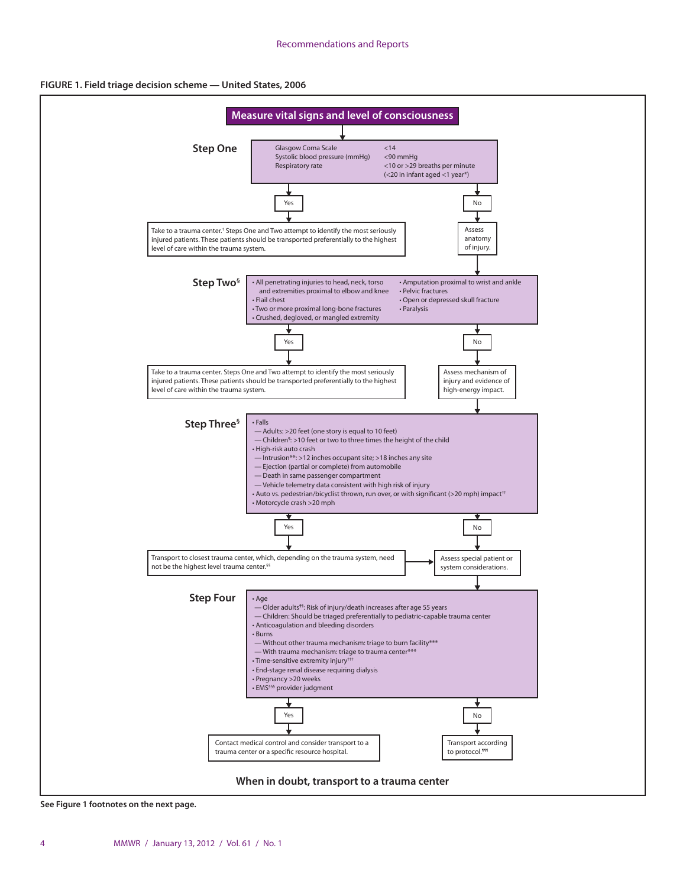**FIGURE 1. Field triage decision scheme — United States, 2006**

**Measure vital signs and level of consciousness**

**Step One**

| | |
|---|---|
| Glasgow Coma Scale | <14 |
| Systolic blood pressure (mmHg) | <90 mmHg |
| Respiratory rate | <10 or >29 breaths per minute (<20 in infant aged <1 year*) |

- **Yes** → Take to a trauma center.[†] Steps One and Two attempt to identify the most seriously injured patients. These patients should be transported preferentially to the highest level of care within the trauma system.
- **No** → Assess anatomy of injury.

**Step Two**[§]

- All penetrating injuries to head, neck, torso and extremities proximal to elbow and knee
- Flail chest
- Two or more proximal long-bone fractures
- Crushed, degloved, or mangled extremity
- Amputation proximal to wrist and ankle
- Pelvic fractures
- Open or depressed skull fracture
- Paralysis

- **Yes** → Take to a trauma center. Steps One and Two attempt to identify the most seriously injured patients. These patients should be transported preferentially to the highest level of care within the trauma system.
- **No** → Assess mechanism of injury and evidence of high-energy impact.

**Step Three**[§]

- Falls
  - Adults: >20 feet (one story is equal to 10 feet)
  - Children[¶]: >10 feet or two to three times the height of the child
- High-risk auto crash
  - Intrusion**: >12 inches occupant site; >18 inches any site
  - Ejection (partial or complete) from automobile
  - Death in same passenger compartment
  - Vehicle telemetry data consistent with high risk of injury
- Auto vs. pedestrian/bicyclist thrown, run over, or with significant (>20 mph) impact[††]
- Motorcycle crash >20 mph

- **Yes** → Transport to closest trauma center, which, depending on the trauma system, need not be the highest level trauma center.[§§] → Assess special patient or system considerations.
- **No** → Assess special patient or system considerations.

**Step Four**

- Age
  - Older adults[¶¶]: Risk of injury/death increases after age 55 years
  - Children: Should be triaged preferentially to pediatric-capable trauma center
- Anticoagulation and bleeding disorders
- Burns
  - Without other trauma mechanism: triage to burn facility***
  - With trauma mechanism: triage to trauma center***
- Time-sensitive extremity injury[†††]
- End-stage renal disease requiring dialysis
- Pregnancy >20 weeks
- EMS[§§§] provider judgment

- **Yes** → Contact medical control and consider transport to a trauma center or a specific resource hospital.
- **No** → Transport according to protocol.[¶¶¶]

**When in doubt, transport to a trauma center**

**See Figure 1 footnotes on the next page.**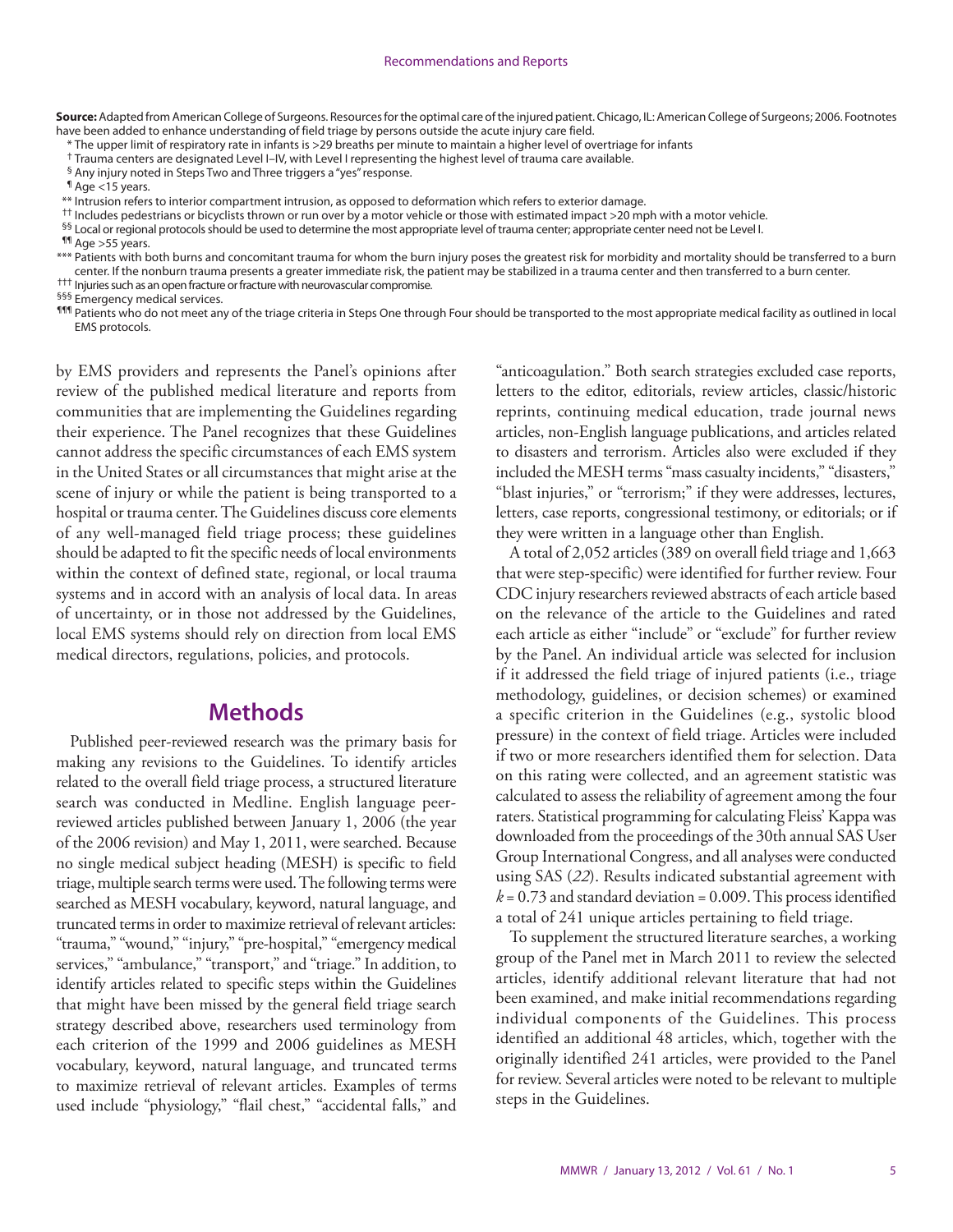**Source:** Adapted from American College of Surgeons. Resources for the optimal care of the injured patient. Chicago, IL: American College of Surgeons; 2006. Footnotes have been added to enhance understanding of field triage by persons outside the acute injury care field.

\* The upper limit of respiratory rate in infants is >29 breaths per minute to maintain a higher level of overtriage for infants

† Trauma centers are designated Level I–IV, with Level I representing the highest level of trauma care available.

§ Any injury noted in Steps Two and Three triggers a "yes" response.

¶ Age <15 years.

\*\* Intrusion refers to interior compartment intrusion, as opposed to deformation which refers to exterior damage.

†† Includes pedestrians or bicyclists thrown or run over by a motor vehicle or those with estimated impact >20 mph with a motor vehicle.

§§ Local or regional protocols should be used to determine the most appropriate level of trauma center; appropriate center need not be Level I.

¶¶ Age >55 years.

\*\*\* Patients with both burns and concomitant trauma for whom the burn injury poses the greatest risk for morbidity and mortality should be transferred to a burn center. If the nonburn trauma presents a greater immediate risk, the patient may be stabilized in a trauma center and then transferred to a burn center.

††† Injuries such as an open fracture or fracture with neurovascular compromise.

§§§ Emergency medical services.

¶¶¶ Patients who do not meet any of the triage criteria in Steps One through Four should be transported to the most appropriate medical facility as outlined in local EMS protocols.

by EMS providers and represents the Panel's opinions after review of the published medical literature and reports from communities that are implementing the Guidelines regarding their experience. The Panel recognizes that these Guidelines cannot address the specific circumstances of each EMS system in the United States or all circumstances that might arise at the scene of injury or while the patient is being transported to a hospital or trauma center. The Guidelines discuss core elements of any well-managed field triage process; these guidelines should be adapted to fit the specific needs of local environments within the context of defined state, regional, or local trauma systems and in accord with an analysis of local data. In areas of uncertainty, or in those not addressed by the Guidelines, local EMS systems should rely on direction from local EMS medical directors, regulations, policies, and protocols.

## Methods

Published peer-reviewed research was the primary basis for making any revisions to the Guidelines. To identify articles related to the overall field triage process, a structured literature search was conducted in Medline. English language peer-reviewed articles published between January 1, 2006 (the year of the 2006 revision) and May 1, 2011, were searched. Because no single medical subject heading (MESH) is specific to field triage, multiple search terms were used. The following terms were searched as MESH vocabulary, keyword, natural language, and truncated terms in order to maximize retrieval of relevant articles: "trauma," "wound," "injury," "pre-hospital," "emergency medical services," "ambulance," "transport," and "triage." In addition, to identify articles related to specific steps within the Guidelines that might have been missed by the general field triage search strategy described above, researchers used terminology from each criterion of the 1999 and 2006 guidelines as MESH vocabulary, keyword, natural language, and truncated terms to maximize retrieval of relevant articles. Examples of terms used include "physiology," "flail chest," "accidental falls," and "anticoagulation." Both search strategies excluded case reports, letters to the editor, editorials, review articles, classic/historic reprints, continuing medical education, trade journal news articles, non-English language publications, and articles related to disasters and terrorism. Articles also were excluded if they included the MESH terms "mass casualty incidents," "disasters," "blast injuries," or "terrorism;" if they were addresses, lectures, letters, case reports, congressional testimony, or editorials; or if they were written in a language other than English.

A total of 2,052 articles (389 on overall field triage and 1,663 that were step-specific) were identified for further review. Four CDC injury researchers reviewed abstracts of each article based on the relevance of the article to the Guidelines and rated each article as either "include" or "exclude" for further review by the Panel. An individual article was selected for inclusion if it addressed the field triage of injured patients (i.e., triage methodology, guidelines, or decision schemes) or examined a specific criterion in the Guidelines (e.g., systolic blood pressure) in the context of field triage. Articles were included if two or more researchers identified them for selection. Data on this rating were collected, and an agreement statistic was calculated to assess the reliability of agreement among the four raters. Statistical programming for calculating Fleiss' Kappa was downloaded from the proceedings of the 30th annual SAS User Group International Congress, and all analyses were conducted using SAS (*22*). Results indicated substantial agreement with $k = 0.73$ and standard deviation = 0.009. This process identified a total of 241 unique articles pertaining to field triage.

To supplement the structured literature searches, a working group of the Panel met in March 2011 to review the selected articles, identify additional relevant literature that had not been examined, and make initial recommendations regarding individual components of the Guidelines. This process identified an additional 48 articles, which, together with the originally identified 241 articles, were provided to the Panel for review. Several articles were noted to be relevant to multiple steps in the Guidelines.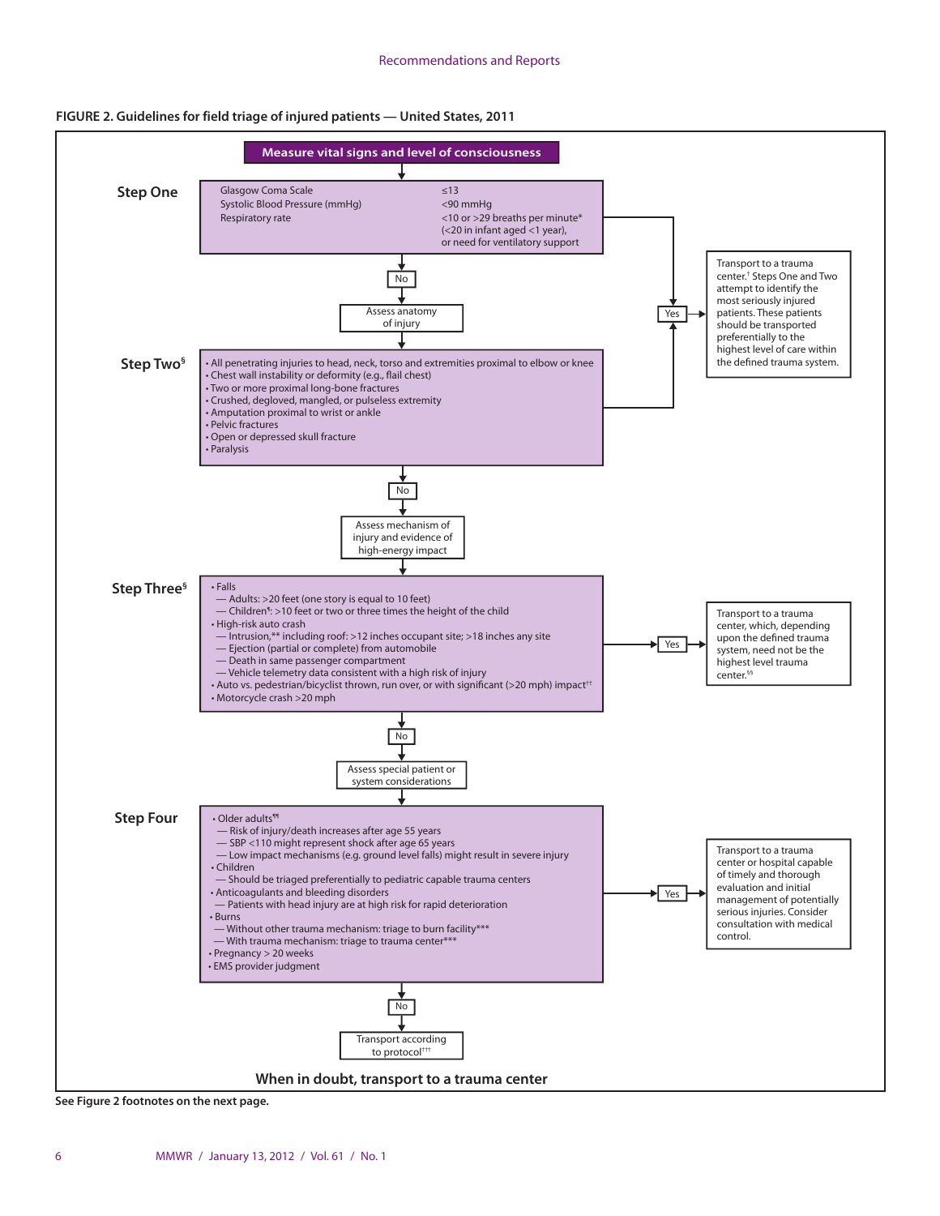**FIGURE 2. Guidelines for field triage of injured patients — United States, 2011**

**Measure vital signs and level of consciousness**

**Step One**

| | |
|---|---|
| Glasgow Coma Scale | ≤13 |
| Systolic Blood Pressure (mmHg) | <90 mmHg |
| Respiratory rate | <10 or >29 breaths per minute* (<20 in infant aged <1 year), or need for ventilatory support |

Yes → Transport to a trauma center.[†] Steps One and Two attempt to identify the most seriously injured patients. These patients should be transported preferentially to the highest level of care within the defined trauma system.

No → Assess anatomy of injury

**Step Two[§]**

- All penetrating injuries to head, neck, torso and extremities proximal to elbow or knee
- Chest wall instability or deformity (e.g., flail chest)
- Two or more proximal long-bone fractures
- Crushed, degloved, mangled, or pulseless extremity
- Amputation proximal to wrist or ankle
- Pelvic fractures
- Open or depressed skull fracture
- Paralysis

Yes → Transport to a trauma center.[†] Steps One and Two attempt to identify the most seriously injured patients. These patients should be transported preferentially to the highest level of care within the defined trauma system.

No → Assess mechanism of injury and evidence of high-energy impact

**Step Three[§]**

- Falls
  - Adults: >20 feet (one story is equal to 10 feet)
  - Children[¶]: >10 feet or two or three times the height of the child
- High-risk auto crash
  - Intrusion,** including roof: >12 inches occupant site; >18 inches any site
  - Ejection (partial or complete) from automobile
  - Death in same passenger compartment
  - Vehicle telemetry data consistent with a high risk of injury
- Auto vs. pedestrian/bicyclist thrown, run over, or with significant (>20 mph) impact[††]
- Motorcycle crash >20 mph

Yes → Transport to a trauma center, which, depending upon the defined trauma system, need not be the highest level trauma center.[§§]

No → Assess special patient or system considerations

**Step Four**

- Older adults[¶¶]
  - Risk of injury/death increases after age 55 years
  - SBP <110 might represent shock after age 65 years
  - Low impact mechanisms (e.g. ground level falls) might result in severe injury
- Children
  - Should be triaged preferentially to pediatric capable trauma centers
- Anticoagulants and bleeding disorders
  - Patients with head injury are at high risk for rapid deterioration
- Burns
  - Without other trauma mechanism: triage to burn facility***
  - With trauma mechanism: triage to trauma center***
- Pregnancy > 20 weeks
- EMS provider judgment

Yes → Transport to a trauma center or hospital capable of timely and thorough evaluation and initial management of potentially serious injuries. Consider consultation with medical control.

No → Transport according to protocol[†††]

**When in doubt, transport to a trauma center**

**See Figure 2 footnotes on the next page.**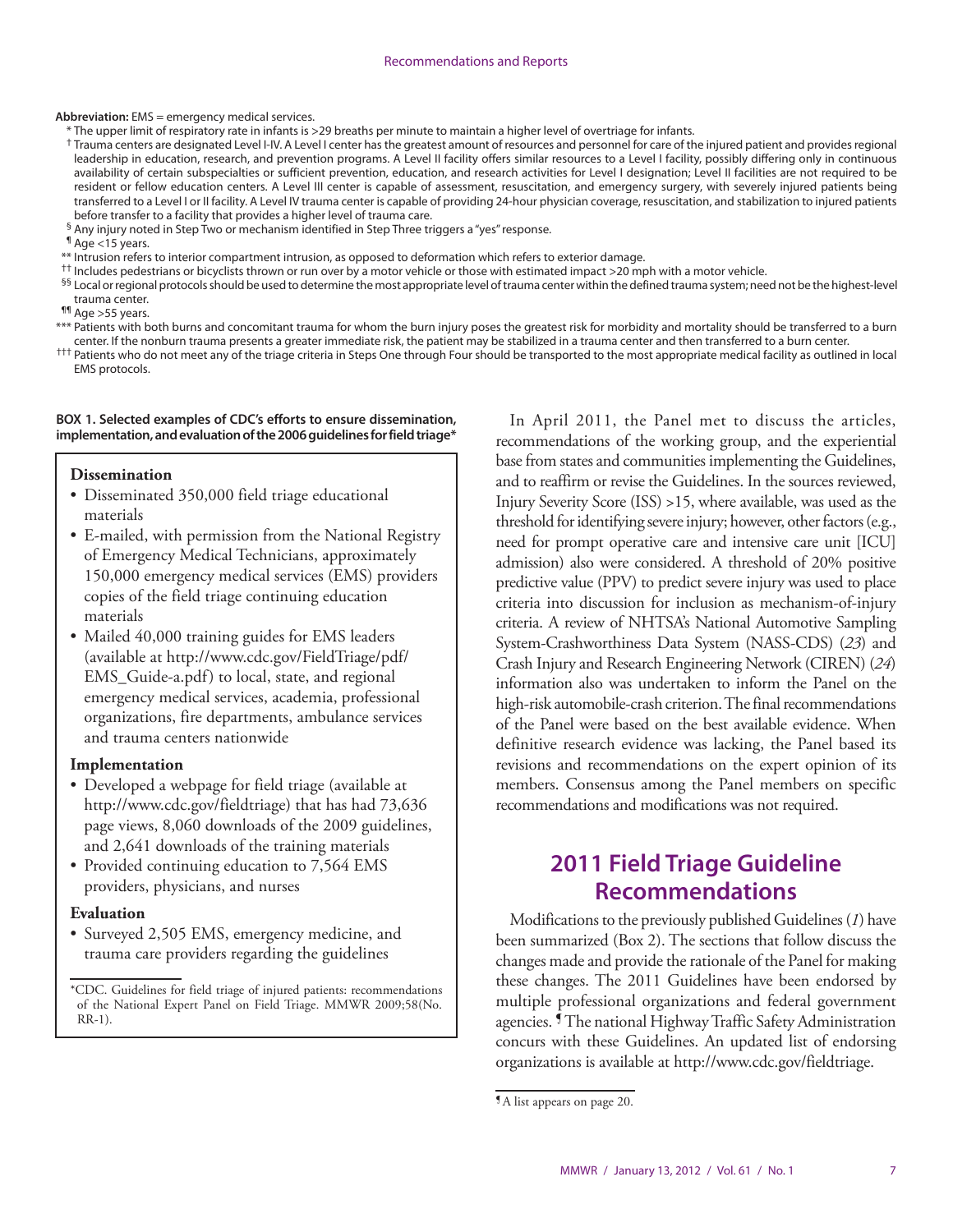**Abbreviation:** EMS = emergency medical services.

\* The upper limit of respiratory rate in infants is >29 breaths per minute to maintain a higher level of overtriage for infants.

† Trauma centers are designated Level I-IV. A Level I center has the greatest amount of resources and personnel for care of the injured patient and provides regional leadership in education, research, and prevention programs. A Level II facility offers similar resources to a Level I facility, possibly differing only in continuous availability of certain subspecialties or sufficient prevention, education, and research activities for Level I designation; Level II facilities are not required to be resident or fellow education centers. A Level III center is capable of assessment, resuscitation, and emergency surgery, with severely injured patients being transferred to a Level I or II facility. A Level IV trauma center is capable of providing 24-hour physician coverage, resuscitation, and stabilization to injured patients before transfer to a facility that provides a higher level of trauma care.

§ Any injury noted in Step Two or mechanism identified in Step Three triggers a "yes" response.

¶ Age <15 years.

\*\* Intrusion refers to interior compartment intrusion, as opposed to deformation which refers to exterior damage.

†† Includes pedestrians or bicyclists thrown or run over by a motor vehicle or those with estimated impact >20 mph with a motor vehicle.

§§ Local or regional protocols should be used to determine the most appropriate level of trauma center within the defined trauma system; need not be the highest-level trauma center.

¶¶ Age >55 years.

\*\*\* Patients with both burns and concomitant trauma for whom the burn injury poses the greatest risk for morbidity and mortality should be transferred to a burn center. If the nonburn trauma presents a greater immediate risk, the patient may be stabilized in a trauma center and then transferred to a burn center.

††† Patients who do not meet any of the triage criteria in Steps One through Four should be transported to the most appropriate medical facility as outlined in local EMS protocols.

**BOX 1. Selected examples of CDC's efforts to ensure dissemination, implementation, and evaluation of the 2006 guidelines for field triage\***

**Dissemination**

- Disseminated 350,000 field triage educational materials
- E-mailed, with permission from the National Registry of Emergency Medical Technicians, approximately 150,000 emergency medical services (EMS) providers copies of the field triage continuing education materials
- Mailed 40,000 training guides for EMS leaders (available at http://www.cdc.gov/FieldTriage/pdf/EMS_Guide-a.pdf) to local, state, and regional emergency medical services, academia, professional organizations, fire departments, ambulance services and trauma centers nationwide

**Implementation**

- Developed a webpage for field triage (available at http://www.cdc.gov/fieldtriage) that has had 73,636 page views, 8,060 downloads of the 2009 guidelines, and 2,641 downloads of the training materials
- Provided continuing education to 7,564 EMS providers, physicians, and nurses

**Evaluation**

- Surveyed 2,505 EMS, emergency medicine, and trauma care providers regarding the guidelines

\*CDC. Guidelines for field triage of injured patients: recommendations of the National Expert Panel on Field Triage. MMWR 2009;58(No. RR-1).

In April 2011, the Panel met to discuss the articles, recommendations of the working group, and the experiential base from states and communities implementing the Guidelines, and to reaffirm or revise the Guidelines. In the sources reviewed, Injury Severity Score (ISS) >15, where available, was used as the threshold for identifying severe injury; however, other factors (e.g., need for prompt operative care and intensive care unit [ICU] admission) also were considered. A threshold of 20% positive predictive value (PPV) to predict severe injury was used to place criteria into discussion for inclusion as mechanism-of-injury criteria. A review of NHTSA's National Automotive Sampling System-Crashworthiness Data System (NASS-CDS) (*23*) and Crash Injury and Research Engineering Network (CIREN) (*24*) information also was undertaken to inform the Panel on the high-risk automobile-crash criterion. The final recommendations of the Panel were based on the best available evidence. When definitive research evidence was lacking, the Panel based its revisions and recommendations on the expert opinion of its members. Consensus among the Panel members on specific recommendations and modifications was not required.

## 2011 Field Triage Guideline Recommendations

Modifications to the previously published Guidelines (*1*) have been summarized (Box 2). The sections that follow discuss the changes made and provide the rationale of the Panel for making these changes. The 2011 Guidelines have been endorsed by multiple professional organizations and federal government agencies.¶ The national Highway Traffic Safety Administration concurs with these Guidelines. An updated list of endorsing organizations is available at http://www.cdc.gov/fieldtriage.

¶ A list appears on page 20.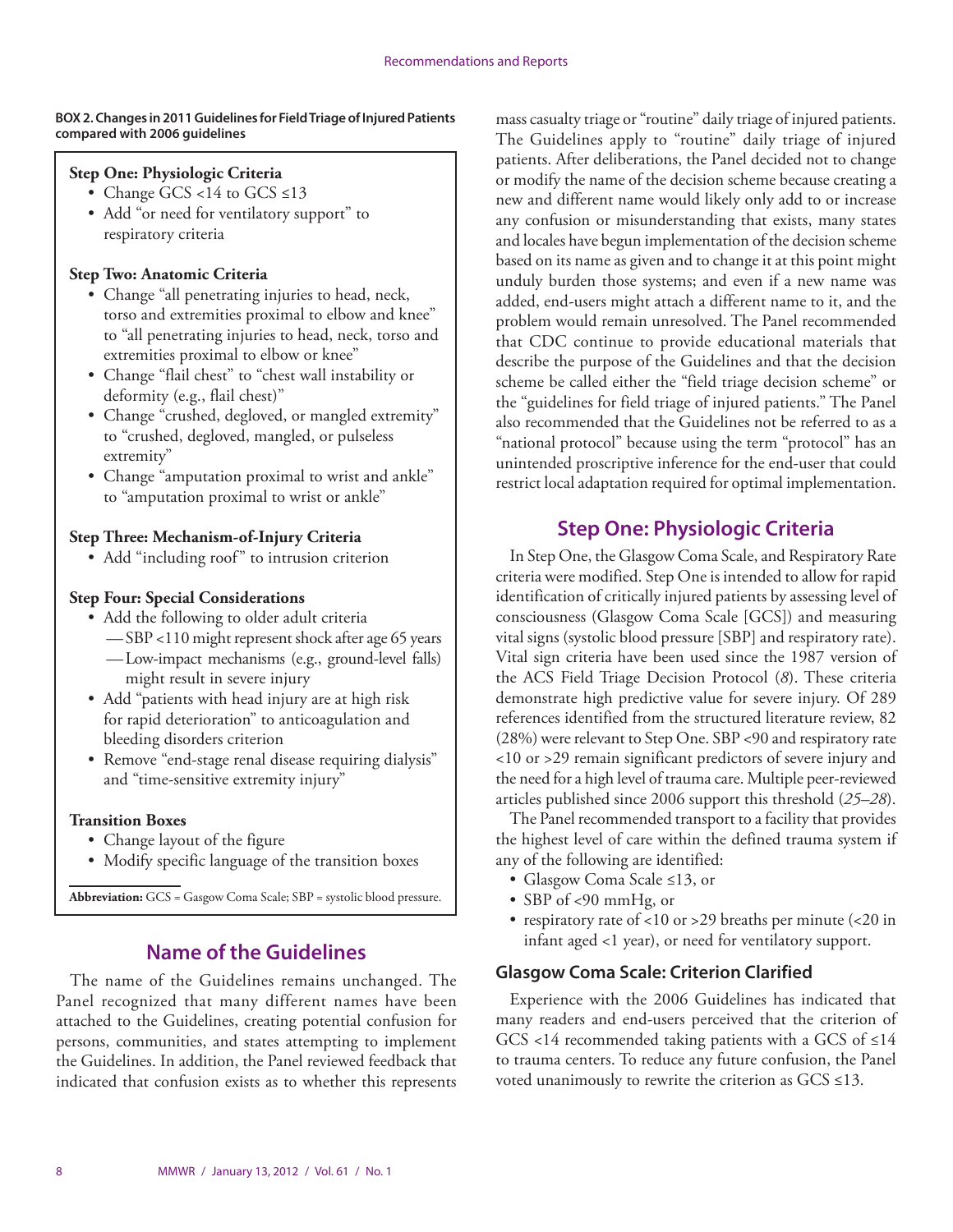**BOX 2. Changes in 2011 Guidelines for Field Triage of Injured Patients compared with 2006 guidelines**

**Step One: Physiologic Criteria**

- Change GCS <14 to GCS ≤13
- Add "or need for ventilatory support" to respiratory criteria

**Step Two: Anatomic Criteria**

- Change "all penetrating injuries to head, neck, torso and extremities proximal to elbow and knee" to "all penetrating injuries to head, neck, torso and extremities proximal to elbow or knee"
- Change "flail chest" to "chest wall instability or deformity (e.g., flail chest)"
- Change "crushed, degloved, or mangled extremity" to "crushed, degloved, mangled, or pulseless extremity"
- Change "amputation proximal to wrist and ankle" to "amputation proximal to wrist or ankle"

**Step Three: Mechanism-of-Injury Criteria**

- Add "including roof" to intrusion criterion

**Step Four: Special Considerations**

- Add the following to older adult criteria
  - SBP <110 might represent shock after age 65 years
  - Low-impact mechanisms (e.g., ground-level falls) might result in severe injury
- Add "patients with head injury are at high risk for rapid deterioration" to anticoagulation and bleeding disorders criterion
- Remove "end-stage renal disease requiring dialysis" and "time-sensitive extremity injury"

**Transition Boxes**

- Change layout of the figure
- Modify specific language of the transition boxes

**Abbreviation:** GCS = Gasgow Coma Scale; SBP = systolic blood pressure.

## Name of the Guidelines

The name of the Guidelines remains unchanged. The Panel recognized that many different names have been attached to the Guidelines, creating potential confusion for persons, communities, and states attempting to implement the Guidelines. In addition, the Panel reviewed feedback that indicated that confusion exists as to whether this represents mass casualty triage or "routine" daily triage of injured patients. The Guidelines apply to "routine" daily triage of injured patients. After deliberations, the Panel decided not to change or modify the name of the decision scheme because creating a new and different name would likely only add to or increase any confusion or misunderstanding that exists, many states and locales have begun implementation of the decision scheme based on its name as given and to change it at this point might unduly burden those systems; and even if a new name was added, end-users might attach a different name to it, and the problem would remain unresolved. The Panel recommended that CDC continue to provide educational materials that describe the purpose of the Guidelines and that the decision scheme be called either the "field triage decision scheme" or the "guidelines for field triage of injured patients." The Panel also recommended that the Guidelines not be referred to as a "national protocol" because using the term "protocol" has an unintended proscriptive inference for the end-user that could restrict local adaptation required for optimal implementation.

## Step One: Physiologic Criteria

In Step One, the Glasgow Coma Scale, and Respiratory Rate criteria were modified. Step One is intended to allow for rapid identification of critically injured patients by assessing level of consciousness (Glasgow Coma Scale [GCS]) and measuring vital signs (systolic blood pressure [SBP] and respiratory rate). Vital sign criteria have been used since the 1987 version of the ACS Field Triage Decision Protocol (*8*). These criteria demonstrate high predictive value for severe injury. Of 289 references identified from the structured literature review, 82 (28%) were relevant to Step One. SBP <90 and respiratory rate <10 or >29 remain significant predictors of severe injury and the need for a high level of trauma care. Multiple peer-reviewed articles published since 2006 support this threshold (*25–28*).

The Panel recommended transport to a facility that provides the highest level of care within the defined trauma system if any of the following are identified:

- Glasgow Coma Scale ≤13, or
- SBP of <90 mmHg, or
- respiratory rate of <10 or >29 breaths per minute (<20 in infant aged <1 year), or need for ventilatory support.

### Glasgow Coma Scale: Criterion Clarified

Experience with the 2006 Guidelines has indicated that many readers and end-users perceived that the criterion of GCS <14 recommended taking patients with a GCS of ≤14 to trauma centers. To reduce any future confusion, the Panel voted unanimously to rewrite the criterion as GCS ≤13.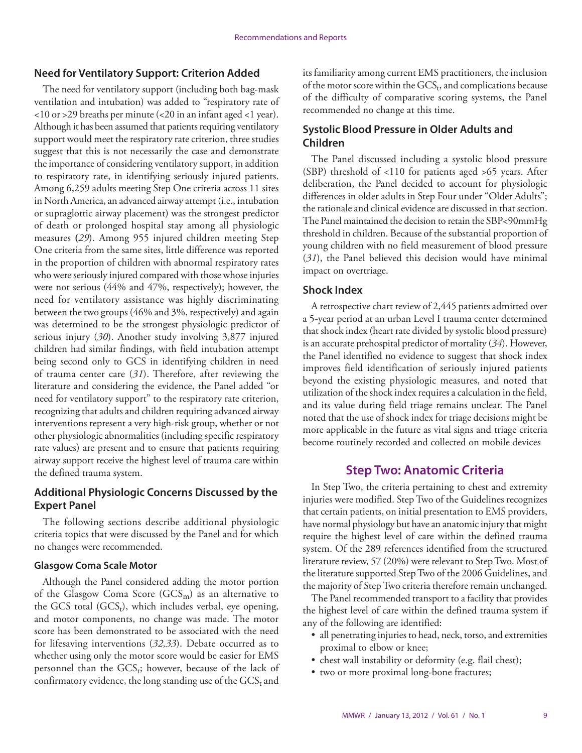## Need for Ventilatory Support: Criterion Added

The need for ventilatory support (including both bag-mask ventilation and intubation) was added to "respiratory rate of <10 or >29 breaths per minute (<20 in an infant aged <1 year). Although it has been assumed that patients requiring ventilatory support would meet the respiratory rate criterion, three studies suggest that this is not necessarily the case and demonstrate the importance of considering ventilatory support, in addition to respiratory rate, in identifying seriously injured patients. Among 6,259 adults meeting Step One criteria across 11 sites in North America, an advanced airway attempt (i.e., intubation or supraglottic airway placement) was the strongest predictor of death or prolonged hospital stay among all physiologic measures (*29*). Among 955 injured children meeting Step One criteria from the same sites, little difference was reported in the proportion of children with abnormal respiratory rates who were seriously injured compared with those whose injuries were not serious (44% and 47%, respectively); however, the need for ventilatory assistance was highly discriminating between the two groups (46% and 3%, respectively) and again was determined to be the strongest physiologic predictor of serious injury (*30*). Another study involving 3,877 injured children had similar findings, with field intubation attempt being second only to GCS in identifying children in need of trauma center care (*31*). Therefore, after reviewing the literature and considering the evidence, the Panel added "or need for ventilatory support" to the respiratory rate criterion, recognizing that adults and children requiring advanced airway interventions represent a very high-risk group, whether or not other physiologic abnormalities (including specific respiratory rate values) are present and to ensure that patients requiring airway support receive the highest level of trauma care within the defined trauma system.

## Additional Physiologic Concerns Discussed by the Expert Panel

The following sections describe additional physiologic criteria topics that were discussed by the Panel and for which no changes were recommended.

### Glasgow Coma Scale Motor

Although the Panel considered adding the motor portion of the Glasgow Coma Score ($GCS_m$) as an alternative to the GCS total ($GCS_t$), which includes verbal, eye opening, and motor components, no change was made. The motor score has been demonstrated to be associated with the need for lifesaving interventions (*32,33*). Debate occurred as to whether using only the motor score would be easier for EMS personnel than the $GCS_t$; however, because of the lack of confirmatory evidence, the long standing use of the $GCS_t$ and its familiarity among current EMS practitioners, the inclusion of the motor score within the $GCS_t$, and complications because of the difficulty of comparative scoring systems, the Panel recommended no change at this time.

## Systolic Blood Pressure in Older Adults and Children

The Panel discussed including a systolic blood pressure (SBP) threshold of <110 for patients aged >65 years. After deliberation, the Panel decided to account for physiologic differences in older adults in Step Four under "Older Adults"; the rationale and clinical evidence are discussed in that section. The Panel maintained the decision to retain the SBP<90mmHg threshold in children. Because of the substantial proportion of young children with no field measurement of blood pressure (*31*), the Panel believed this decision would have minimal impact on overtriage.

### Shock Index

A retrospective chart review of 2,445 patients admitted over a 5-year period at an urban Level I trauma center determined that shock index (heart rate divided by systolic blood pressure) is an accurate prehospital predictor of mortality (*34*). However, the Panel identified no evidence to suggest that shock index improves field identification of seriously injured patients beyond the existing physiologic measures, and noted that utilization of the shock index requires a calculation in the field, and its value during field triage remains unclear. The Panel noted that the use of shock index for triage decisions might be more applicable in the future as vital signs and triage criteria become routinely recorded and collected on mobile devices

# Step Two: Anatomic Criteria

In Step Two, the criteria pertaining to chest and extremity injuries were modified. Step Two of the Guidelines recognizes that certain patients, on initial presentation to EMS providers, have normal physiology but have an anatomic injury that might require the highest level of care within the defined trauma system. Of the 289 references identified from the structured literature review, 57 (20%) were relevant to Step Two. Most of the literature supported Step Two of the 2006 Guidelines, and the majority of Step Two criteria therefore remain unchanged.

The Panel recommended transport to a facility that provides the highest level of care within the defined trauma system if any of the following are identified:

- all penetrating injuries to head, neck, torso, and extremities proximal to elbow or knee;
- chest wall instability or deformity (e.g. flail chest);
- two or more proximal long-bone fractures;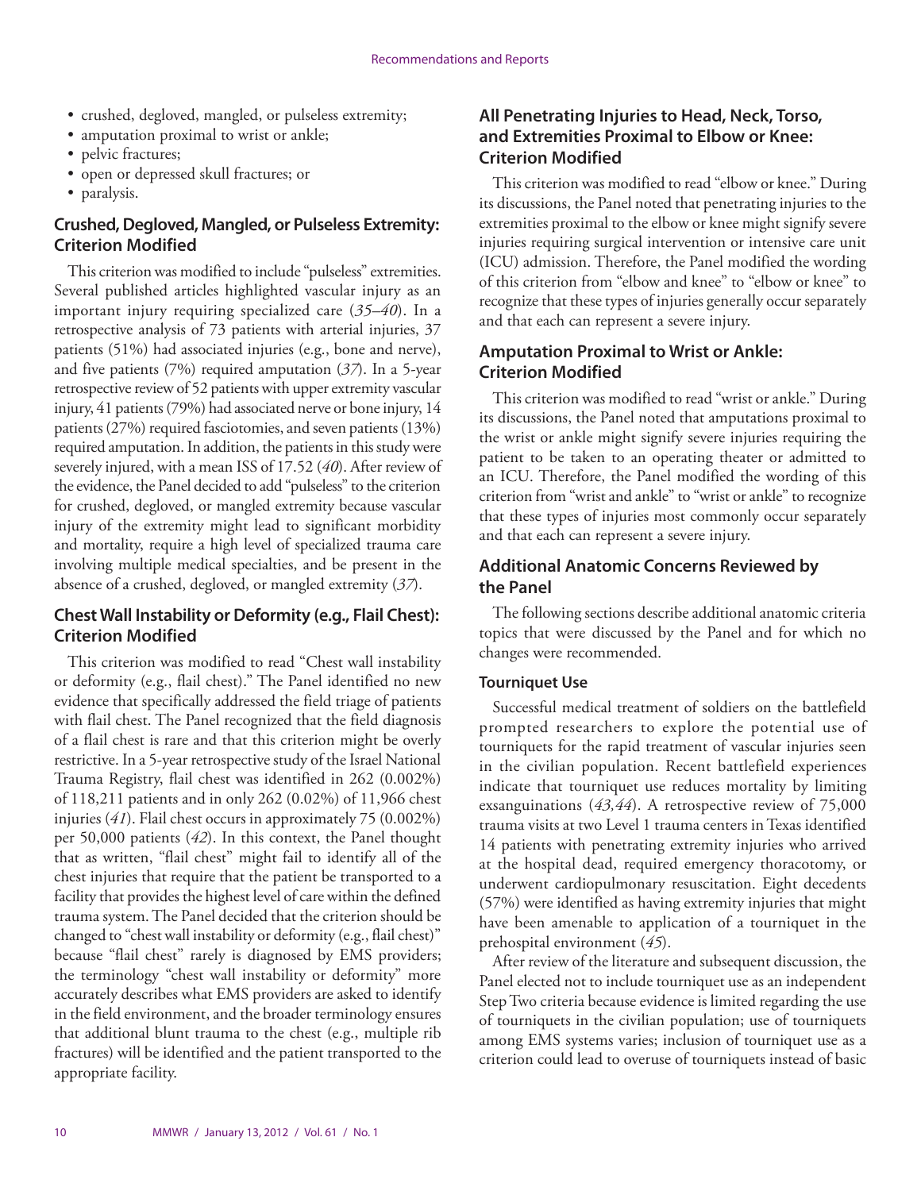- crushed, degloved, mangled, or pulseless extremity;
- amputation proximal to wrist or ankle;
- pelvic fractures;
- open or depressed skull fractures; or
- paralysis.

### Crushed, Degloved, Mangled, or Pulseless Extremity: Criterion Modified

This criterion was modified to include "pulseless" extremities. Several published articles highlighted vascular injury as an important injury requiring specialized care (*35–40*). In a retrospective analysis of 73 patients with arterial injuries, 37 patients (51%) had associated injuries (e.g., bone and nerve), and five patients (7%) required amputation (*37*). In a 5-year retrospective review of 52 patients with upper extremity vascular injury, 41 patients (79%) had associated nerve or bone injury, 14 patients (27%) required fasciotomies, and seven patients (13%) required amputation. In addition, the patients in this study were severely injured, with a mean ISS of 17.52 (*40*). After review of the evidence, the Panel decided to add "pulseless" to the criterion for crushed, degloved, or mangled extremity because vascular injury of the extremity might lead to significant morbidity and mortality, require a high level of specialized trauma care involving multiple medical specialties, and be present in the absence of a crushed, degloved, or mangled extremity (*37*).

### Chest Wall Instability or Deformity (e.g., Flail Chest): Criterion Modified

This criterion was modified to read "Chest wall instability or deformity (e.g., flail chest)." The Panel identified no new evidence that specifically addressed the field triage of patients with flail chest. The Panel recognized that the field diagnosis of a flail chest is rare and that this criterion might be overly restrictive. In a 5-year retrospective study of the Israel National Trauma Registry, flail chest was identified in 262 (0.002%) of 118,211 patients and in only 262 (0.02%) of 11,966 chest injuries (*41*). Flail chest occurs in approximately 75 (0.002%) per 50,000 patients (*42*). In this context, the Panel thought that as written, "flail chest" might fail to identify all of the chest injuries that require that the patient be transported to a facility that provides the highest level of care within the defined trauma system. The Panel decided that the criterion should be changed to "chest wall instability or deformity (e.g., flail chest)" because "flail chest" rarely is diagnosed by EMS providers; the terminology "chest wall instability or deformity" more accurately describes what EMS providers are asked to identify in the field environment, and the broader terminology ensures that additional blunt trauma to the chest (e.g., multiple rib fractures) will be identified and the patient transported to the appropriate facility.

### All Penetrating Injuries to Head, Neck, Torso, and Extremities Proximal to Elbow or Knee: Criterion Modified

This criterion was modified to read "elbow or knee." During its discussions, the Panel noted that penetrating injuries to the extremities proximal to the elbow or knee might signify severe injuries requiring surgical intervention or intensive care unit (ICU) admission. Therefore, the Panel modified the wording of this criterion from "elbow and knee" to "elbow or knee" to recognize that these types of injuries generally occur separately and that each can represent a severe injury.

### Amputation Proximal to Wrist or Ankle: Criterion Modified

This criterion was modified to read "wrist or ankle." During its discussions, the Panel noted that amputations proximal to the wrist or ankle might signify severe injuries requiring the patient to be taken to an operating theater or admitted to an ICU. Therefore, the Panel modified the wording of this criterion from "wrist and ankle" to "wrist or ankle" to recognize that these types of injuries most commonly occur separately and that each can represent a severe injury.

### Additional Anatomic Concerns Reviewed by the Panel

The following sections describe additional anatomic criteria topics that were discussed by the Panel and for which no changes were recommended.

#### Tourniquet Use

Successful medical treatment of soldiers on the battlefield prompted researchers to explore the potential use of tourniquets for the rapid treatment of vascular injuries seen in the civilian population. Recent battlefield experiences indicate that tourniquet use reduces mortality by limiting exsanguinations (*43,44*). A retrospective review of 75,000 trauma visits at two Level 1 trauma centers in Texas identified 14 patients with penetrating extremity injuries who arrived at the hospital dead, required emergency thoracotomy, or underwent cardiopulmonary resuscitation. Eight decedents (57%) were identified as having extremity injuries that might have been amenable to application of a tourniquet in the prehospital environment (*45*).

After review of the literature and subsequent discussion, the Panel elected not to include tourniquet use as an independent Step Two criteria because evidence is limited regarding the use of tourniquets in the civilian population; use of tourniquets among EMS systems varies; inclusion of tourniquet use as a criterion could lead to overuse of tourniquets instead of basic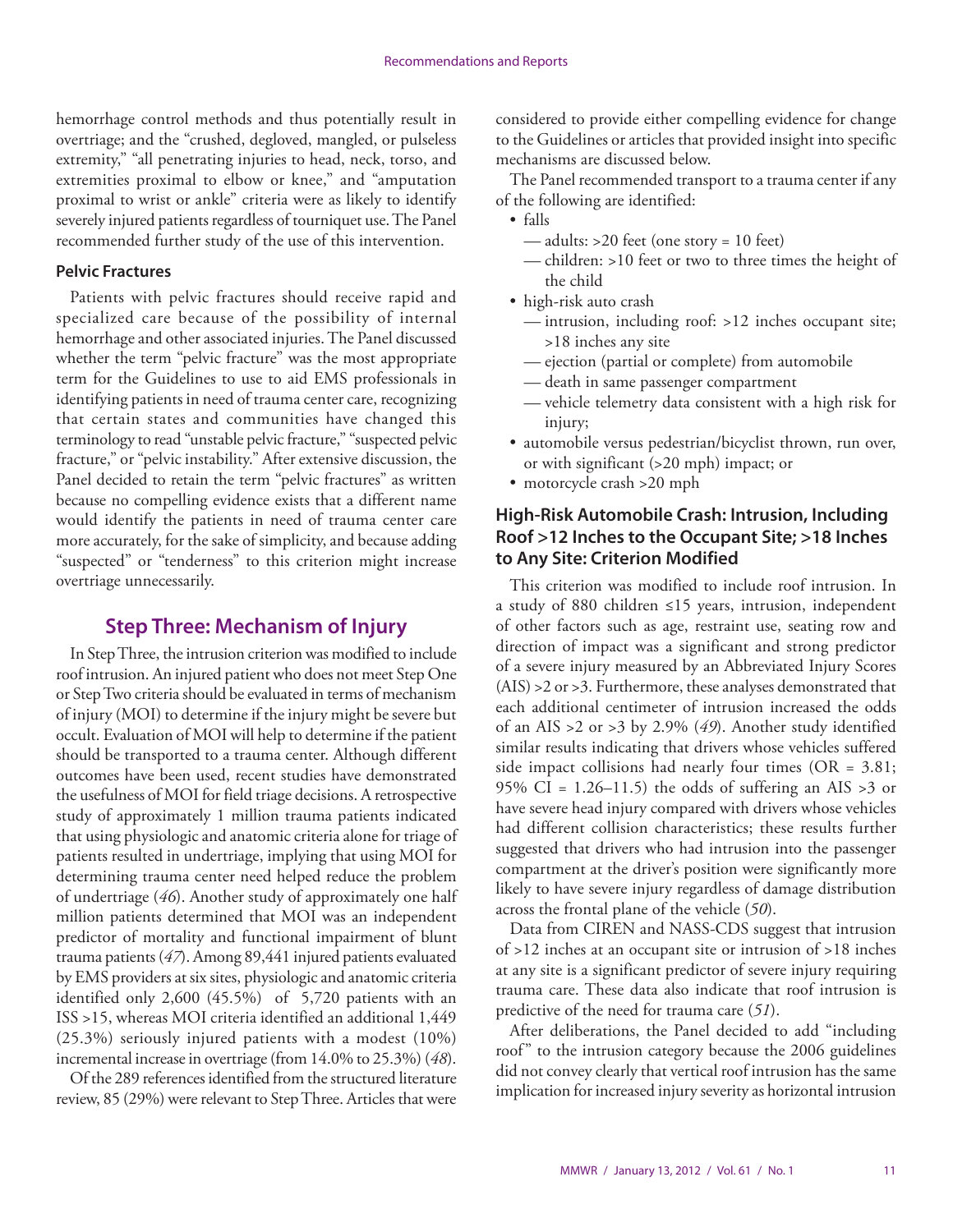hemorrhage control methods and thus potentially result in overtriage; and the "crushed, degloved, mangled, or pulseless extremity," "all penetrating injuries to head, neck, torso, and extremities proximal to elbow or knee," and "amputation proximal to wrist or ankle" criteria were as likely to identify severely injured patients regardless of tourniquet use. The Panel recommended further study of the use of this intervention.

#### Pelvic Fractures

Patients with pelvic fractures should receive rapid and specialized care because of the possibility of internal hemorrhage and other associated injuries. The Panel discussed whether the term "pelvic fracture" was the most appropriate term for the Guidelines to use to aid EMS professionals in identifying patients in need of trauma center care, recognizing that certain states and communities have changed this terminology to read "unstable pelvic fracture," "suspected pelvic fracture," or "pelvic instability." After extensive discussion, the Panel decided to retain the term "pelvic fractures" as written because no compelling evidence exists that a different name would identify the patients in need of trauma center care more accurately, for the sake of simplicity, and because adding "suspected" or "tenderness" to this criterion might increase overtriage unnecessarily.

## Step Three: Mechanism of Injury

In Step Three, the intrusion criterion was modified to include roof intrusion. An injured patient who does not meet Step One or Step Two criteria should be evaluated in terms of mechanism of injury (MOI) to determine if the injury might be severe but occult. Evaluation of MOI will help to determine if the patient should be transported to a trauma center. Although different outcomes have been used, recent studies have demonstrated the usefulness of MOI for field triage decisions. A retrospective study of approximately 1 million trauma patients indicated that using physiologic and anatomic criteria alone for triage of patients resulted in undertriage, implying that using MOI for determining trauma center need helped reduce the problem of undertriage (*46*). Another study of approximately one half million patients determined that MOI was an independent predictor of mortality and functional impairment of blunt trauma patients (*47*). Among 89,441 injured patients evaluated by EMS providers at six sites, physiologic and anatomic criteria identified only 2,600 (45.5%) of 5,720 patients with an ISS >15, whereas MOI criteria identified an additional 1,449 (25.3%) seriously injured patients with a modest (10%) incremental increase in overtriage (from 14.0% to 25.3%) (*48*).

Of the 289 references identified from the structured literature review, 85 (29%) were relevant to Step Three. Articles that were considered to provide either compelling evidence for change to the Guidelines or articles that provided insight into specific mechanisms are discussed below.

The Panel recommended transport to a trauma center if any of the following are identified:

- falls
  - — adults: >20 feet (one story = 10 feet)
  - — children: >10 feet or two to three times the height of the child
- high-risk auto crash
  - — intrusion, including roof: >12 inches occupant site; >18 inches any site
  - — ejection (partial or complete) from automobile
  - — death in same passenger compartment
  - — vehicle telemetry data consistent with a high risk for injury;
- automobile versus pedestrian/bicyclist thrown, run over, or with significant (>20 mph) impact; or
- motorcycle crash >20 mph

### High-Risk Automobile Crash: Intrusion, Including Roof >12 Inches to the Occupant Site; >18 Inches to Any Site: Criterion Modified

This criterion was modified to include roof intrusion. In a study of 880 children ≤15 years, intrusion, independent of other factors such as age, restraint use, seating row and direction of impact was a significant and strong predictor of a severe injury measured by an Abbreviated Injury Scores (AIS) >2 or >3. Furthermore, these analyses demonstrated that each additional centimeter of intrusion increased the odds of an AIS >2 or >3 by 2.9% (*49*). Another study identified similar results indicating that drivers whose vehicles suffered side impact collisions had nearly four times (OR = 3.81; 95% CI = 1.26–11.5) the odds of suffering an AIS >3 or have severe head injury compared with drivers whose vehicles had different collision characteristics; these results further suggested that drivers who had intrusion into the passenger compartment at the driver's position were significantly more likely to have severe injury regardless of damage distribution across the frontal plane of the vehicle (*50*).

Data from CIREN and NASS-CDS suggest that intrusion of >12 inches at an occupant site or intrusion of >18 inches at any site is a significant predictor of severe injury requiring trauma care. These data also indicate that roof intrusion is predictive of the need for trauma care (*51*).

After deliberations, the Panel decided to add "including roof" to the intrusion category because the 2006 guidelines did not convey clearly that vertical roof intrusion has the same implication for increased injury severity as horizontal intrusion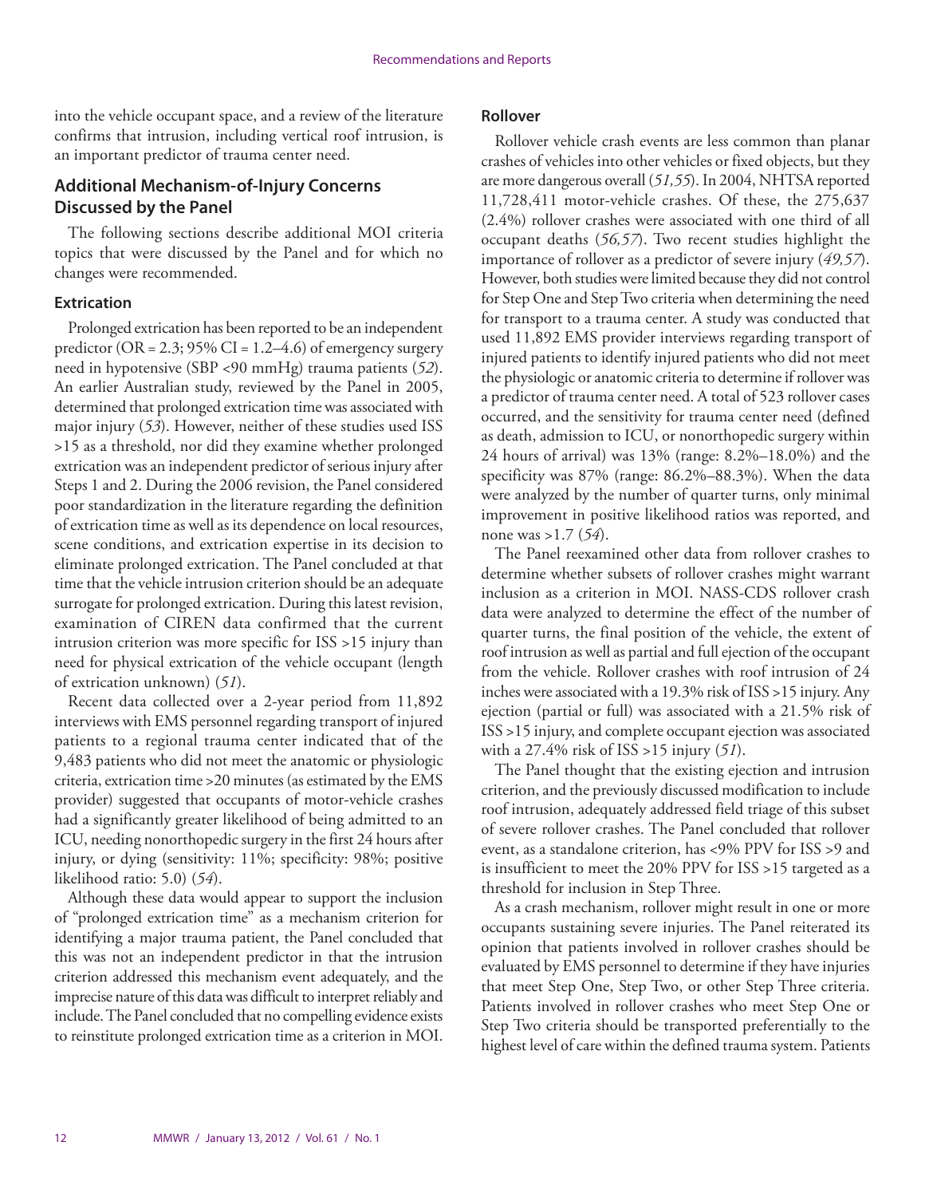into the vehicle occupant space, and a review of the literature confirms that intrusion, including vertical roof intrusion, is an important predictor of trauma center need.

## Additional Mechanism-of-Injury Concerns Discussed by the Panel

The following sections describe additional MOI criteria topics that were discussed by the Panel and for which no changes were recommended.

### Extrication

Prolonged extrication has been reported to be an independent predictor (OR = 2.3; 95% CI = 1.2–4.6) of emergency surgery need in hypotensive (SBP <90 mmHg) trauma patients (*52*). An earlier Australian study, reviewed by the Panel in 2005, determined that prolonged extrication time was associated with major injury (*53*). However, neither of these studies used ISS >15 as a threshold, nor did they examine whether prolonged extrication was an independent predictor of serious injury after Steps 1 and 2. During the 2006 revision, the Panel considered poor standardization in the literature regarding the definition of extrication time as well as its dependence on local resources, scene conditions, and extrication expertise in its decision to eliminate prolonged extrication. The Panel concluded at that time that the vehicle intrusion criterion should be an adequate surrogate for prolonged extrication. During this latest revision, examination of CIREN data confirmed that the current intrusion criterion was more specific for ISS >15 injury than need for physical extrication of the vehicle occupant (length of extrication unknown) (*51*).

Recent data collected over a 2-year period from 11,892 interviews with EMS personnel regarding transport of injured patients to a regional trauma center indicated that of the 9,483 patients who did not meet the anatomic or physiologic criteria, extrication time >20 minutes (as estimated by the EMS provider) suggested that occupants of motor-vehicle crashes had a significantly greater likelihood of being admitted to an ICU, needing nonorthopedic surgery in the first 24 hours after injury, or dying (sensitivity: 11%; specificity: 98%; positive likelihood ratio: 5.0) (*54*).

Although these data would appear to support the inclusion of "prolonged extrication time" as a mechanism criterion for identifying a major trauma patient, the Panel concluded that this was not an independent predictor in that the intrusion criterion addressed this mechanism event adequately, and the imprecise nature of this data was difficult to interpret reliably and include. The Panel concluded that no compelling evidence exists to reinstitute prolonged extrication time as a criterion in MOI.

### Rollover

Rollover vehicle crash events are less common than planar crashes of vehicles into other vehicles or fixed objects, but they are more dangerous overall (*51,55*). In 2004, NHTSA reported 11,728,411 motor-vehicle crashes. Of these, the 275,637 (2.4%) rollover crashes were associated with one third of all occupant deaths (*56,57*). Two recent studies highlight the importance of rollover as a predictor of severe injury (*49,57*). However, both studies were limited because they did not control for Step One and Step Two criteria when determining the need for transport to a trauma center. A study was conducted that used 11,892 EMS provider interviews regarding transport of injured patients to identify injured patients who did not meet the physiologic or anatomic criteria to determine if rollover was a predictor of trauma center need. A total of 523 rollover cases occurred, and the sensitivity for trauma center need (defined as death, admission to ICU, or nonorthopedic surgery within 24 hours of arrival) was 13% (range: 8.2%–18.0%) and the specificity was 87% (range: 86.2%–88.3%). When the data were analyzed by the number of quarter turns, only minimal improvement in positive likelihood ratios was reported, and none was >1.7 (*54*).

The Panel reexamined other data from rollover crashes to determine whether subsets of rollover crashes might warrant inclusion as a criterion in MOI. NASS-CDS rollover crash data were analyzed to determine the effect of the number of quarter turns, the final position of the vehicle, the extent of roof intrusion as well as partial and full ejection of the occupant from the vehicle. Rollover crashes with roof intrusion of 24 inches were associated with a 19.3% risk of ISS >15 injury. Any ejection (partial or full) was associated with a 21.5% risk of ISS >15 injury, and complete occupant ejection was associated with a 27.4% risk of ISS >15 injury (*51*).

The Panel thought that the existing ejection and intrusion criterion, and the previously discussed modification to include roof intrusion, adequately addressed field triage of this subset of severe rollover crashes. The Panel concluded that rollover event, as a standalone criterion, has <9% PPV for ISS >9 and is insufficient to meet the 20% PPV for ISS >15 targeted as a threshold for inclusion in Step Three.

As a crash mechanism, rollover might result in one or more occupants sustaining severe injuries. The Panel reiterated its opinion that patients involved in rollover crashes should be evaluated by EMS personnel to determine if they have injuries that meet Step One, Step Two, or other Step Three criteria. Patients involved in rollover crashes who meet Step One or Step Two criteria should be transported preferentially to the highest level of care within the defined trauma system. Patients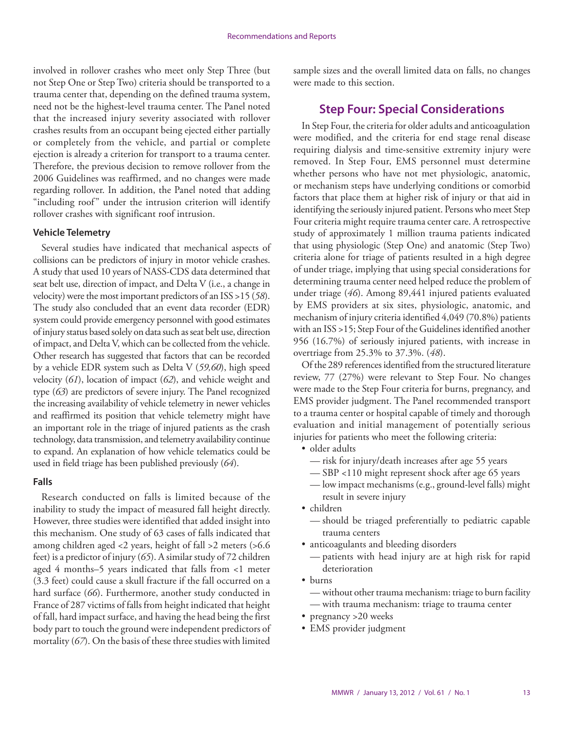involved in rollover crashes who meet only Step Three (but not Step One or Step Two) criteria should be transported to a trauma center that, depending on the defined trauma system, need not be the highest-level trauma center. The Panel noted that the increased injury severity associated with rollover crashes results from an occupant being ejected either partially or completely from the vehicle, and partial or complete ejection is already a criterion for transport to a trauma center. Therefore, the previous decision to remove rollover from the 2006 Guidelines was reaffirmed, and no changes were made regarding rollover. In addition, the Panel noted that adding "including roof" under the intrusion criterion will identify rollover crashes with significant roof intrusion.

#### Vehicle Telemetry

Several studies have indicated that mechanical aspects of collisions can be predictors of injury in motor vehicle crashes. A study that used 10 years of NASS-CDS data determined that seat belt use, direction of impact, and Delta V (i.e., a change in velocity) were the most important predictors of an ISS >15 (*58*). The study also concluded that an event data recorder (EDR) system could provide emergency personnel with good estimates of injury status based solely on data such as seat belt use, direction of impact, and Delta V, which can be collected from the vehicle. Other research has suggested that factors that can be recorded by a vehicle EDR system such as Delta V (*59,60*), high speed velocity (*61*), location of impact (*62*), and vehicle weight and type (*63*) are predictors of severe injury. The Panel recognized the increasing availability of vehicle telemetry in newer vehicles and reaffirmed its position that vehicle telemetry might have an important role in the triage of injured patients as the crash technology, data transmission, and telemetry availability continue to expand. An explanation of how vehicle telematics could be used in field triage has been published previously (*64*).

#### Falls

Research conducted on falls is limited because of the inability to study the impact of measured fall height directly. However, three studies were identified that added insight into this mechanism. One study of 63 cases of falls indicated that among children aged <2 years, height of fall >2 meters (>6.6 feet) is a predictor of injury (*65*). A similar study of 72 children aged 4 months–5 years indicated that falls from <1 meter (3.3 feet) could cause a skull fracture if the fall occurred on a hard surface (*66*). Furthermore, another study conducted in France of 287 victims of falls from height indicated that height of fall, hard impact surface, and having the head being the first body part to touch the ground were independent predictors of mortality (*67*). On the basis of these three studies with limited sample sizes and the overall limited data on falls, no changes were made to this section.

## Step Four: Special Considerations

In Step Four, the criteria for older adults and anticoagulation were modified, and the criteria for end stage renal disease requiring dialysis and time-sensitive extremity injury were removed. In Step Four, EMS personnel must determine whether persons who have not met physiologic, anatomic, or mechanism steps have underlying conditions or comorbid factors that place them at higher risk of injury or that aid in identifying the seriously injured patient. Persons who meet Step Four criteria might require trauma center care. A retrospective study of approximately 1 million trauma patients indicated that using physiologic (Step One) and anatomic (Step Two) criteria alone for triage of patients resulted in a high degree of under triage, implying that using special considerations for determining trauma center need helped reduce the problem of under triage (*46*). Among 89,441 injured patients evaluated by EMS providers at six sites, physiologic, anatomic, and mechanism of injury criteria identified 4,049 (70.8%) patients with an ISS >15; Step Four of the Guidelines identified another 956 (16.7%) of seriously injured patients, with increase in overtriage from 25.3% to 37.3%. (*48*).

Of the 289 references identified from the structured literature review, 77 (27%) were relevant to Step Four. No changes were made to the Step Four criteria for burns, pregnancy, and EMS provider judgment. The Panel recommended transport to a trauma center or hospital capable of timely and thorough evaluation and initial management of potentially serious injuries for patients who meet the following criteria:

- older adults
  - — risk for injury/death increases after age 55 years
  - — SBP <110 might represent shock after age 65 years
  - — low impact mechanisms (e.g., ground-level falls) might result in severe injury
- children
  - — should be triaged preferentially to pediatric capable trauma centers
- anticoagulants and bleeding disorders
  - — patients with head injury are at high risk for rapid deterioration
- burns
  - — without other trauma mechanism: triage to burn facility
  - — with trauma mechanism: triage to trauma center
- pregnancy >20 weeks
- EMS provider judgment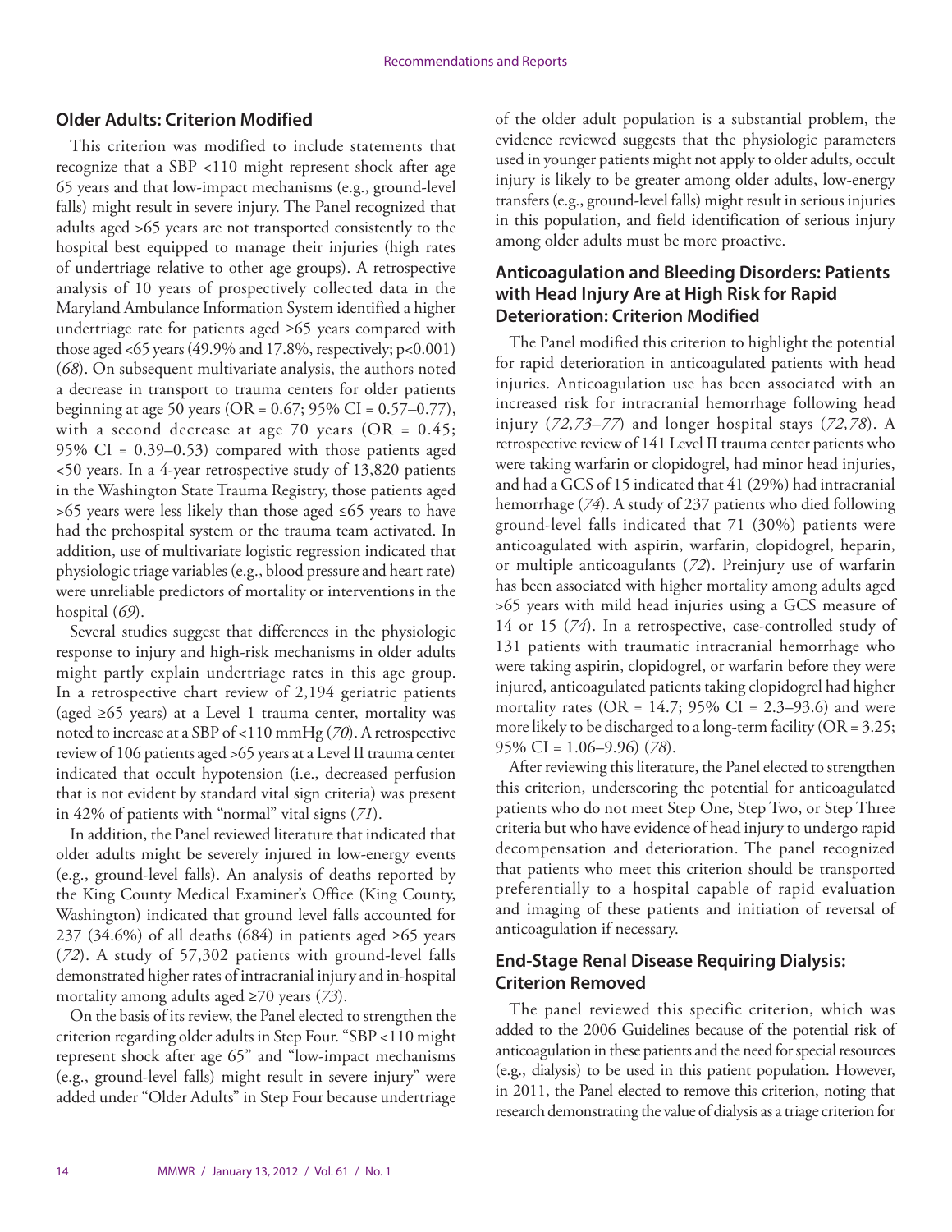## Older Adults: Criterion Modified

This criterion was modified to include statements that recognize that a SBP <110 might represent shock after age 65 years and that low-impact mechanisms (e.g., ground-level falls) might result in severe injury. The Panel recognized that adults aged >65 years are not transported consistently to the hospital best equipped to manage their injuries (high rates of undertriage relative to other age groups). A retrospective analysis of 10 years of prospectively collected data in the Maryland Ambulance Information System identified a higher undertriage rate for patients aged ≥65 years compared with those aged <65 years (49.9% and 17.8%, respectively; p<0.001) (*68*). On subsequent multivariate analysis, the authors noted a decrease in transport to trauma centers for older patients beginning at age 50 years (OR = 0.67; 95% CI = 0.57–0.77), with a second decrease at age 70 years (OR = 0.45; 95% CI = 0.39–0.53) compared with those patients aged <50 years. In a 4-year retrospective study of 13,820 patients in the Washington State Trauma Registry, those patients aged >65 years were less likely than those aged ≤65 years to have had the prehospital system or the trauma team activated. In addition, use of multivariate logistic regression indicated that physiologic triage variables (e.g., blood pressure and heart rate) were unreliable predictors of mortality or interventions in the hospital (*69*).

Several studies suggest that differences in the physiologic response to injury and high-risk mechanisms in older adults might partly explain undertriage rates in this age group. In a retrospective chart review of 2,194 geriatric patients (aged ≥65 years) at a Level 1 trauma center, mortality was noted to increase at a SBP of <110 mmHg (*70*). A retrospective review of 106 patients aged >65 years at a Level II trauma center indicated that occult hypotension (i.e., decreased perfusion that is not evident by standard vital sign criteria) was present in 42% of patients with "normal" vital signs (*71*).

In addition, the Panel reviewed literature that indicated that older adults might be severely injured in low-energy events (e.g., ground-level falls). An analysis of deaths reported by the King County Medical Examiner's Office (King County, Washington) indicated that ground level falls accounted for 237 (34.6%) of all deaths (684) in patients aged ≥65 years (*72*). A study of 57,302 patients with ground-level falls demonstrated higher rates of intracranial injury and in-hospital mortality among adults aged ≥70 years (*73*).

On the basis of its review, the Panel elected to strengthen the criterion regarding older adults in Step Four. "SBP <110 might represent shock after age 65" and "low-impact mechanisms (e.g., ground-level falls) might result in severe injury" were added under "Older Adults" in Step Four because undertriage of the older adult population is a substantial problem, the evidence reviewed suggests that the physiologic parameters used in younger patients might not apply to older adults, occult injury is likely to be greater among older adults, low-energy transfers (e.g., ground-level falls) might result in serious injuries in this population, and field identification of serious injury among older adults must be more proactive.

## Anticoagulation and Bleeding Disorders: Patients with Head Injury Are at High Risk for Rapid Deterioration: Criterion Modified

The Panel modified this criterion to highlight the potential for rapid deterioration in anticoagulated patients with head injuries. Anticoagulation use has been associated with an increased risk for intracranial hemorrhage following head injury (*72,73–77*) and longer hospital stays (*72,78*). A retrospective review of 141 Level II trauma center patients who were taking warfarin or clopidogrel, had minor head injuries, and had a GCS of 15 indicated that 41 (29%) had intracranial hemorrhage (*74*). A study of 237 patients who died following ground-level falls indicated that 71 (30%) patients were anticoagulated with aspirin, warfarin, clopidogrel, heparin, or multiple anticoagulants (*72*). Preinjury use of warfarin has been associated with higher mortality among adults aged >65 years with mild head injuries using a GCS measure of 14 or 15 (*74*). In a retrospective, case-controlled study of 131 patients with traumatic intracranial hemorrhage who were taking aspirin, clopidogrel, or warfarin before they were injured, anticoagulated patients taking clopidogrel had higher mortality rates (OR = 14.7; 95% CI = 2.3–93.6) and were more likely to be discharged to a long-term facility (OR = 3.25; 95% CI = 1.06–9.96) (*78*).

After reviewing this literature, the Panel elected to strengthen this criterion, underscoring the potential for anticoagulated patients who do not meet Step One, Step Two, or Step Three criteria but who have evidence of head injury to undergo rapid decompensation and deterioration. The panel recognized that patients who meet this criterion should be transported preferentially to a hospital capable of rapid evaluation and imaging of these patients and initiation of reversal of anticoagulation if necessary.

## End-Stage Renal Disease Requiring Dialysis: Criterion Removed

The panel reviewed this specific criterion, which was added to the 2006 Guidelines because of the potential risk of anticoagulation in these patients and the need for special resources (e.g., dialysis) to be used in this patient population. However, in 2011, the Panel elected to remove this criterion, noting that research demonstrating the value of dialysis as a triage criterion for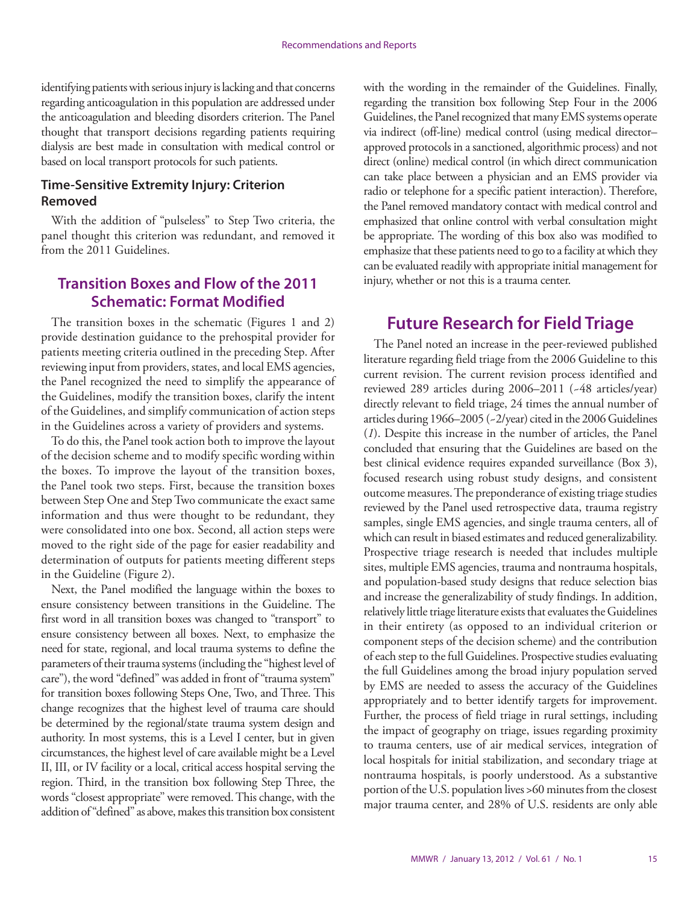identifying patients with serious injury is lacking and that concerns regarding anticoagulation in this population are addressed under the anticoagulation and bleeding disorders criterion. The Panel thought that transport decisions regarding patients requiring dialysis are best made in consultation with medical control or based on local transport protocols for such patients.

### Time-Sensitive Extremity Injury: Criterion Removed

With the addition of "pulseless" to Step Two criteria, the panel thought this criterion was redundant, and removed it from the 2011 Guidelines.

## Transition Boxes and Flow of the 2011 Schematic: Format Modified

The transition boxes in the schematic (Figures 1 and 2) provide destination guidance to the prehospital provider for patients meeting criteria outlined in the preceding Step. After reviewing input from providers, states, and local EMS agencies, the Panel recognized the need to simplify the appearance of the Guidelines, modify the transition boxes, clarify the intent of the Guidelines, and simplify communication of action steps in the Guidelines across a variety of providers and systems.

To do this, the Panel took action both to improve the layout of the decision scheme and to modify specific wording within the boxes. To improve the layout of the transition boxes, the Panel took two steps. First, because the transition boxes between Step One and Step Two communicate the exact same information and thus were thought to be redundant, they were consolidated into one box. Second, all action steps were moved to the right side of the page for easier readability and determination of outputs for patients meeting different steps in the Guideline (Figure 2).

Next, the Panel modified the language within the boxes to ensure consistency between transitions in the Guideline. The first word in all transition boxes was changed to "transport" to ensure consistency between all boxes. Next, to emphasize the need for state, regional, and local trauma systems to define the parameters of their trauma systems (including the "highest level of care"), the word "defined" was added in front of "trauma system" for transition boxes following Steps One, Two, and Three. This change recognizes that the highest level of trauma care should be determined by the regional/state trauma system design and authority. In most systems, this is a Level I center, but in given circumstances, the highest level of care available might be a Level II, III, or IV facility or a local, critical access hospital serving the region. Third, in the transition box following Step Three, the words "closest appropriate" were removed. This change, with the addition of "defined" as above, makes this transition box consistent with the wording in the remainder of the Guidelines. Finally, regarding the transition box following Step Four in the 2006 Guidelines, the Panel recognized that many EMS systems operate via indirect (off-line) medical control (using medical director–approved protocols in a sanctioned, algorithmic process) and not direct (online) medical control (in which direct communication can take place between a physician and an EMS provider via radio or telephone for a specific patient interaction). Therefore, the Panel removed mandatory contact with medical control and emphasized that online control with verbal consultation might be appropriate. The wording of this box also was modified to emphasize that these patients need to go to a facility at which they can be evaluated readily with appropriate initial management for injury, whether or not this is a trauma center.

## Future Research for Field Triage

The Panel noted an increase in the peer-reviewed published literature regarding field triage from the 2006 Guideline to this current revision. The current revision process identified and reviewed 289 articles during 2006–2011 (~48 articles/year) directly relevant to field triage, 24 times the annual number of articles during 1966–2005 (~2/year) cited in the 2006 Guidelines (*1*). Despite this increase in the number of articles, the Panel concluded that ensuring that the Guidelines are based on the best clinical evidence requires expanded surveillance (Box 3), focused research using robust study designs, and consistent outcome measures. The preponderance of existing triage studies reviewed by the Panel used retrospective data, trauma registry samples, single EMS agencies, and single trauma centers, all of which can result in biased estimates and reduced generalizability. Prospective triage research is needed that includes multiple sites, multiple EMS agencies, trauma and nontrauma hospitals, and population-based study designs that reduce selection bias and increase the generalizability of study findings. In addition, relatively little triage literature exists that evaluates the Guidelines in their entirety (as opposed to an individual criterion or component steps of the decision scheme) and the contribution of each step to the full Guidelines. Prospective studies evaluating the full Guidelines among the broad injury population served by EMS are needed to assess the accuracy of the Guidelines appropriately and to better identify targets for improvement. Further, the process of field triage in rural settings, including the impact of geography on triage, issues regarding proximity to trauma centers, use of air medical services, integration of local hospitals for initial stabilization, and secondary triage at nontrauma hospitals, is poorly understood. As a substantive portion of the U.S. population lives >60 minutes from the closest major trauma center, and 28% of U.S. residents are only able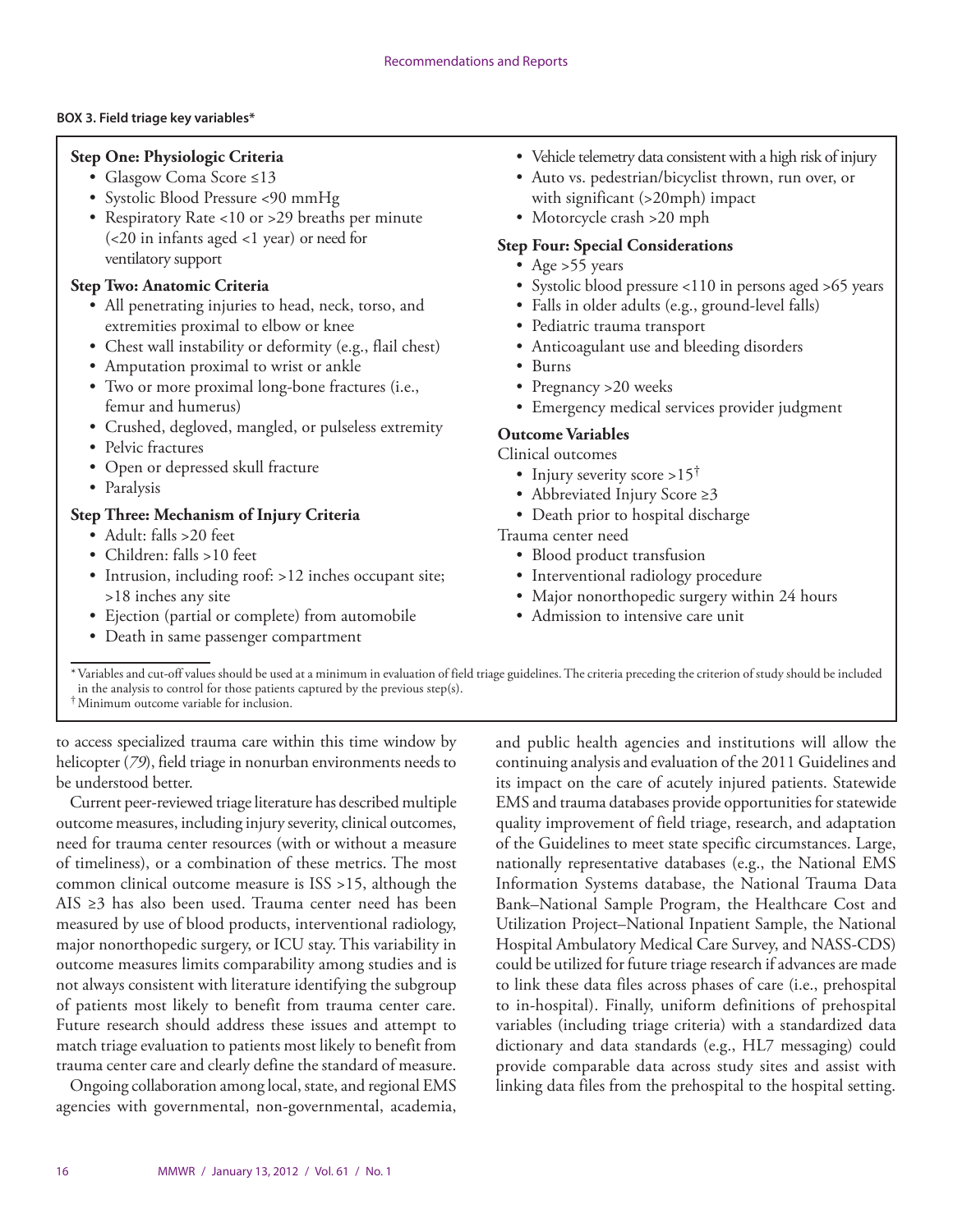**BOX 3. Field triage key variables***

**Step One: Physiologic Criteria**
- Glasgow Coma Score ≤13
- Systolic Blood Pressure <90 mmHg
- Respiratory Rate <10 or >29 breaths per minute (<20 in infants aged <1 year) or need for ventilatory support

**Step Two: Anatomic Criteria**
- All penetrating injuries to head, neck, torso, and extremities proximal to elbow or knee
- Chest wall instability or deformity (e.g., flail chest)
- Amputation proximal to wrist or ankle
- Two or more proximal long-bone fractures (i.e., femur and humerus)
- Crushed, degloved, mangled, or pulseless extremity
- Pelvic fractures
- Open or depressed skull fracture
- Paralysis

**Step Three: Mechanism of Injury Criteria**
- Adult: falls >20 feet
- Children: falls >10 feet
- Intrusion, including roof: >12 inches occupant site; >18 inches any site
- Ejection (partial or complete) from automobile
- Death in same passenger compartment
- Vehicle telemetry data consistent with a high risk of injury
- Auto vs. pedestrian/bicyclist thrown, run over, or with significant (>20mph) impact
- Motorcycle crash >20 mph

**Step Four: Special Considerations**
- Age >55 years
- Systolic blood pressure <110 in persons aged >65 years
- Falls in older adults (e.g., ground-level falls)
- Pediatric trauma transport
- Anticoagulant use and bleeding disorders
- Burns
- Pregnancy >20 weeks
- Emergency medical services provider judgment

**Outcome Variables**

Clinical outcomes
- Injury severity score >15[†]
- Abbreviated Injury Score ≥3
- Death prior to hospital discharge

Trauma center need
- Blood product transfusion
- Interventional radiology procedure
- Major nonorthopedic surgery within 24 hours
- Admission to intensive care unit

\* Variables and cut-off values should be used at a minimum in evaluation of field triage guidelines. The criteria preceding the criterion of study should be included in the analysis to control for those patients captured by the previous step(s).
[†] Minimum outcome variable for inclusion.

to access specialized trauma care within this time window by helicopter (*79*), field triage in nonurban environments needs to be understood better.

Current peer-reviewed triage literature has described multiple outcome measures, including injury severity, clinical outcomes, need for trauma center resources (with or without a measure of timeliness), or a combination of these metrics. The most common clinical outcome measure is ISS >15, although the AIS ≥3 has also been used. Trauma center need has been measured by use of blood products, interventional radiology, major nonorthopedic surgery, or ICU stay. This variability in outcome measures limits comparability among studies and is not always consistent with literature identifying the subgroup of patients most likely to benefit from trauma center care. Future research should address these issues and attempt to match triage evaluation to patients most likely to benefit from trauma center care and clearly define the standard of measure.

Ongoing collaboration among local, state, and regional EMS agencies with governmental, non-governmental, academia, and public health agencies and institutions will allow the continuing analysis and evaluation of the 2011 Guidelines and its impact on the care of acutely injured patients. Statewide EMS and trauma databases provide opportunities for statewide quality improvement of field triage, research, and adaptation of the Guidelines to meet state specific circumstances. Large, nationally representative databases (e.g., the National EMS Information Systems database, the National Trauma Data Bank–National Sample Program, the Healthcare Cost and Utilization Project–National Inpatient Sample, the National Hospital Ambulatory Medical Care Survey, and NASS-CDS) could be utilized for future triage research if advances are made to link these data files across phases of care (i.e., prehospital to in-hospital). Finally, uniform definitions of prehospital variables (including triage criteria) with a standardized data dictionary and data standards (e.g., HL7 messaging) could provide comparable data across study sites and assist with linking data files from the prehospital to the hospital setting.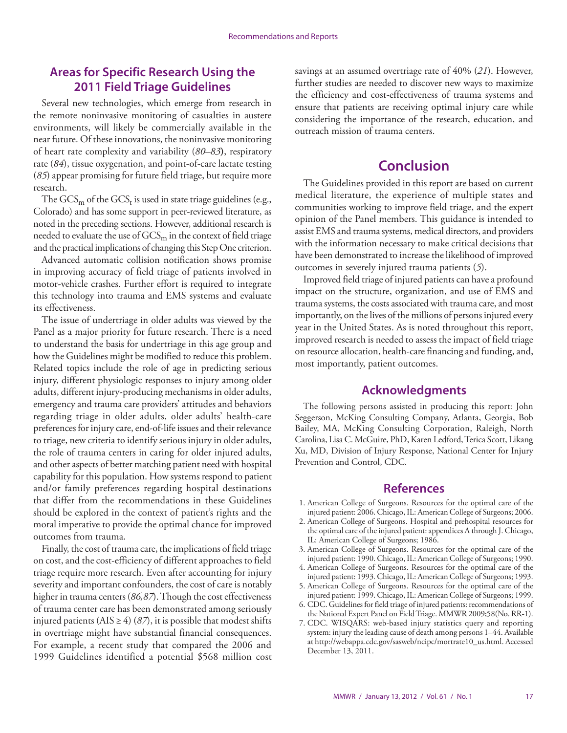## Areas for Specific Research Using the 2011 Field Triage Guidelines

Several new technologies, which emerge from research in the remote noninvasive monitoring of casualties in austere environments, will likely be commercially available in the near future. Of these innovations, the noninvasive monitoring of heart rate complexity and variability (*80–83*), respiratory rate (*84*), tissue oxygenation, and point-of-care lactate testing (*85*) appear promising for future field triage, but require more research.

The $GCS_m$ of the $GCS_t$ is used in state triage guidelines (e.g., Colorado) and has some support in peer-reviewed literature, as noted in the preceding sections. However, additional research is needed to evaluate the use of $GCS_m$ in the context of field triage and the practical implications of changing this Step One criterion.

Advanced automatic collision notification shows promise in improving accuracy of field triage of patients involved in motor-vehicle crashes. Further effort is required to integrate this technology into trauma and EMS systems and evaluate its effectiveness.

The issue of undertriage in older adults was viewed by the Panel as a major priority for future research. There is a need to understand the basis for undertriage in this age group and how the Guidelines might be modified to reduce this problem. Related topics include the role of age in predicting serious injury, different physiologic responses to injury among older adults, different injury-producing mechanisms in older adults, emergency and trauma care providers' attitudes and behaviors regarding triage in older adults, older adults' health-care preferences for injury care, end-of-life issues and their relevance to triage, new criteria to identify serious injury in older adults, the role of trauma centers in caring for older injured adults, and other aspects of better matching patient need with hospital capability for this population. How systems respond to patient and/or family preferences regarding hospital destinations that differ from the recommendations in these Guidelines should be explored in the context of patient's rights and the moral imperative to provide the optimal chance for improved outcomes from trauma.

Finally, the cost of trauma care, the implications of field triage on cost, and the cost-efficiency of different approaches to field triage require more research. Even after accounting for injury severity and important confounders, the cost of care is notably higher in trauma centers (*86,87*). Though the cost effectiveness of trauma center care has been demonstrated among seriously injured patients (AIS ≥ 4) (*87*), it is possible that modest shifts in overtriage might have substantial financial consequences. For example, a recent study that compared the 2006 and 1999 Guidelines identified a potential $568 million cost savings at an assumed overtriage rate of 40% (*21*). However, further studies are needed to discover new ways to maximize the efficiency and cost-effectiveness of trauma systems and ensure that patients are receiving optimal injury care while considering the importance of the research, education, and outreach mission of trauma centers.

## Conclusion

The Guidelines provided in this report are based on current medical literature, the experience of multiple states and communities working to improve field triage, and the expert opinion of the Panel members. This guidance is intended to assist EMS and trauma systems, medical directors, and providers with the information necessary to make critical decisions that have been demonstrated to increase the likelihood of improved outcomes in severely injured trauma patients (*5*).

Improved field triage of injured patients can have a profound impact on the structure, organization, and use of EMS and trauma systems, the costs associated with trauma care, and most importantly, on the lives of the millions of persons injured every year in the United States. As is noted throughout this report, improved research is needed to assess the impact of field triage on resource allocation, health-care financing and funding, and, most importantly, patient outcomes.

## Acknowledgments

The following persons assisted in producing this report: John Seggerson, McKing Consulting Company, Atlanta, Georgia, Bob Bailey, MA, McKing Consulting Corporation, Raleigh, North Carolina, Lisa C. McGuire, PhD, Karen Ledford, Terica Scott, Likang Xu, MD, Division of Injury Response, National Center for Injury Prevention and Control, CDC.

## References

1. American College of Surgeons. Resources for the optimal care of the injured patient: 2006. Chicago, IL: American College of Surgeons; 2006.
2. American College of Surgeons. Hospital and prehospital resources for the optimal care of the injured patient: appendices A through J. Chicago, IL: American College of Surgeons; 1986.
3. American College of Surgeons. Resources for the optimal care of the injured patient: 1990. Chicago, IL: American College of Surgeons; 1990.
4. American College of Surgeons. Resources for the optimal care of the injured patient: 1993. Chicago, IL: American College of Surgeons; 1993.
5. American College of Surgeons. Resources for the optimal care of the injured patient: 1999. Chicago, IL: American College of Surgeons; 1999.
6. CDC. Guidelines for field triage of injured patients: recommendations of the National Expert Panel on Field Triage. MMWR 2009;58(No. RR-1).
7. CDC. WISQARS: web-based injury statistics query and reporting system: injury the leading cause of death among persons 1–44. Available at http://webappa.cdc.gov/sasweb/ncipc/mortrate10_us.html. Accessed December 13, 2011.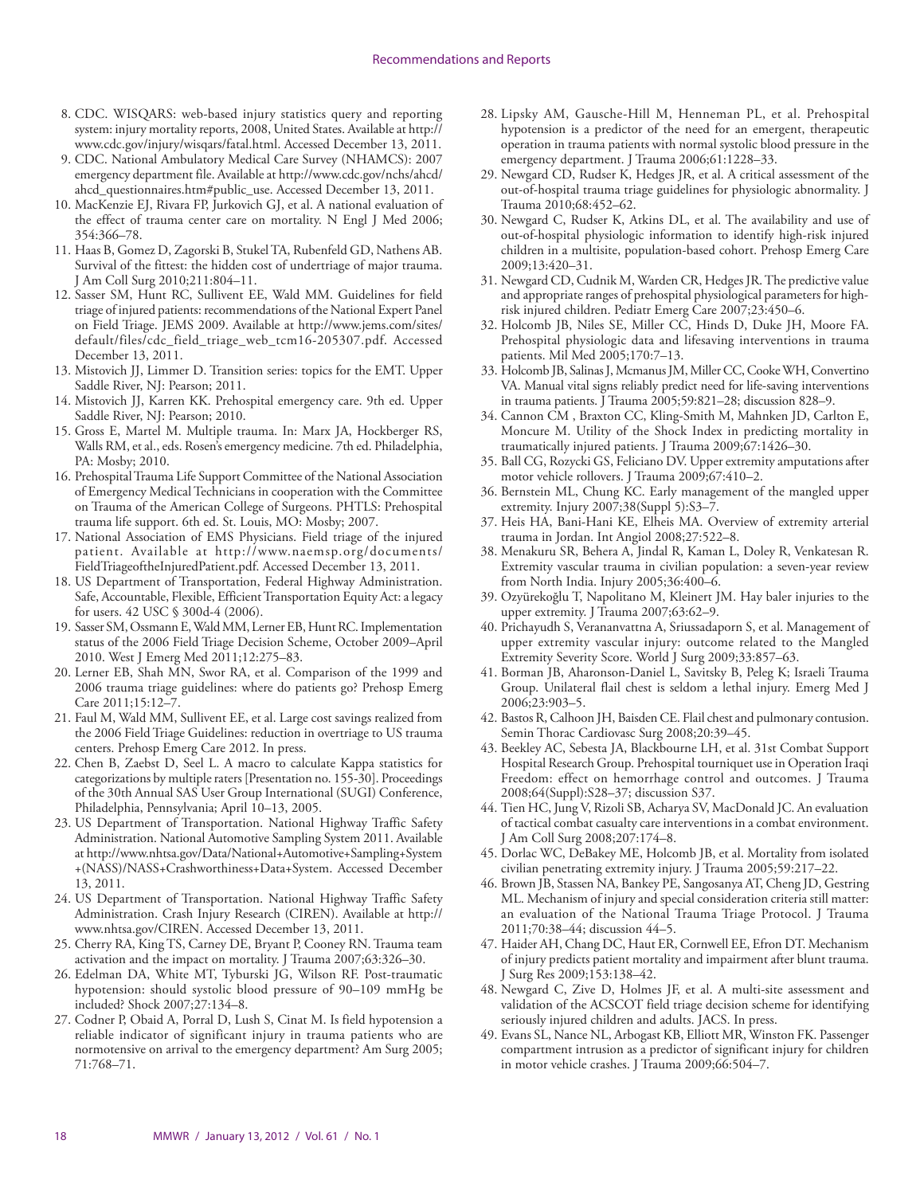8. CDC. WISQARS: web-based injury statistics query and reporting system: injury mortality reports, 2008, United States. Available at http://www.cdc.gov/injury/wisqars/fatal.html. Accessed December 13, 2011.
9. CDC. National Ambulatory Medical Care Survey (NHAMCS): 2007 emergency department file. Available at http://www.cdc.gov/nchs/ahcd/ahcd_questionnaires.htm#public_use. Accessed December 13, 2011.
10. MacKenzie EJ, Rivara FP, Jurkovich GJ, et al. A national evaluation of the effect of trauma center care on mortality. N Engl J Med 2006; 354:366–78.
11. Haas B, Gomez D, Zagorski B, Stukel TA, Rubenfeld GD, Nathens AB. Survival of the fittest: the hidden cost of undertriage of major trauma. J Am Coll Surg 2010;211:804–11.
12. Sasser SM, Hunt RC, Sullivent EE, Wald MM. Guidelines for field triage of injured patients: recommendations of the National Expert Panel on Field Triage. JEMS 2009. Available at http://www.jems.com/sites/default/files/cdc_field_triage_web_tcm16-205307.pdf. Accessed December 13, 2011.
13. Mistovich JJ, Limmer D. Transition series: topics for the EMT. Upper Saddle River, NJ: Pearson; 2011.
14. Mistovich JJ, Karren KK. Prehospital emergency care. 9th ed. Upper Saddle River, NJ: Pearson; 2010.
15. Gross E, Martel M. Multiple trauma. In: Marx JA, Hockberger RS, Walls RM, et al., eds. Rosen's emergency medicine. 7th ed. Philadelphia, PA: Mosby; 2010.
16. Prehospital Trauma Life Support Committee of the National Association of Emergency Medical Technicians in cooperation with the Committee on Trauma of the American College of Surgeons. PHTLS: Prehospital trauma life support. 6th ed. St. Louis, MO: Mosby; 2007.
17. National Association of EMS Physicians. Field triage of the injured patient. Available at http://www.naemsp.org/documents/FieldTriageoftheInjuredPatient.pdf. Accessed December 13, 2011.
18. US Department of Transportation, Federal Highway Administration. Safe, Accountable, Flexible, Efficient Transportation Equity Act: a legacy for users. 42 USC § 300d-4 (2006).
19. Sasser SM, Ossmann E, Wald MM, Lerner EB, Hunt RC. Implementation status of the 2006 Field Triage Decision Scheme, October 2009–April 2010. West J Emerg Med 2011;12:275–83.
20. Lerner EB, Shah MN, Swor RA, et al. Comparison of the 1999 and 2006 trauma triage guidelines: where do patients go? Prehosp Emerg Care 2011;15:12–7.
21. Faul M, Wald MM, Sullivent EE, et al. Large cost savings realized from the 2006 Field Triage Guidelines: reduction in overtriage to US trauma centers. Prehosp Emerg Care 2012. In press.
22. Chen B, Zaebst D, Seel L. A macro to calculate Kappa statistics for categorizations by multiple raters [Presentation no. 155-30]. Proceedings of the 30th Annual SAS User Group International (SUGI) Conference, Philadelphia, Pennsylvania; April 10–13, 2005.
23. US Department of Transportation. National Highway Traffic Safety Administration. National Automotive Sampling System 2011. Available at http://www.nhtsa.gov/Data/National+Automotive+Sampling+System+(NASS)/NASS+Crashworthiness+Data+System. Accessed December 13, 2011.
24. US Department of Transportation. National Highway Traffic Safety Administration. Crash Injury Research (CIREN). Available at http://www.nhtsa.gov/CIREN. Accessed December 13, 2011.
25. Cherry RA, King TS, Carney DE, Bryant P, Cooney RN. Trauma team activation and the impact on mortality. J Trauma 2007;63:326–30.
26. Edelman DA, White MT, Tyburski JG, Wilson RF. Post-traumatic hypotension: should systolic blood pressure of 90–109 mmHg be included? Shock 2007;27:134–8.
27. Codner P, Obaid A, Porral D, Lush S, Cinat M. Is field hypotension a reliable indicator of significant injury in trauma patients who are normotensive on arrival to the emergency department? Am Surg 2005; 71:768–71.
28. Lipsky AM, Gausche-Hill M, Henneman PL, et al. Prehospital hypotension is a predictor of the need for an emergent, therapeutic operation in trauma patients with normal systolic blood pressure in the emergency department. J Trauma 2006;61:1228–33.
29. Newgard CD, Rudser K, Hedges JR, et al. A critical assessment of the out-of-hospital trauma triage guidelines for physiologic abnormality. J Trauma 2010;68:452–62.
30. Newgard C, Rudser K, Atkins DL, et al. The availability and use of out-of-hospital physiologic information to identify high-risk injured children in a multisite, population-based cohort. Prehosp Emerg Care 2009;13:420–31.
31. Newgard CD, Cudnik M, Warden CR, Hedges JR. The predictive value and appropriate ranges of prehospital physiological parameters for high-risk injured children. Pediatr Emerg Care 2007;23:450–6.
32. Holcomb JB, Niles SE, Miller CC, Hinds D, Duke JH, Moore FA. Prehospital physiologic data and lifesaving interventions in trauma patients. Mil Med 2005;170:7–13.
33. Holcomb JB, Salinas J, Mcmanus JM, Miller CC, Cooke WH, Convertino VA. Manual vital signs reliably predict need for life-saving interventions in trauma patients. J Trauma 2005;59:821–28; discussion 828–9.
34. Cannon CM , Braxton CC, Kling-Smith M, Mahnken JD, Carlton E, Moncure M. Utility of the Shock Index in predicting mortality in traumatically injured patients. J Trauma 2009;67:1426–30.
35. Ball CG, Rozycki GS, Feliciano DV. Upper extremity amputations after motor vehicle rollovers. J Trauma 2009;67:410–2.
36. Bernstein ML, Chung KC. Early management of the mangled upper extremity. Injury 2007;38(Suppl 5):S3–7.
37. Heis HA, Bani-Hani KE, Elheis MA. Overview of extremity arterial trauma in Jordan. Int Angiol 2008;27:522–8.
38. Menakuru SR, Behera A, Jindal R, Kaman L, Doley R, Venkatesan R. Extremity vascular trauma in civilian population: a seven-year review from North India. Injury 2005;36:400–6.
39. Ozyürekoğlu T, Napolitano M, Kleinert JM. Hay baler injuries to the upper extremity. J Trauma 2007;63:62–9.
40. Prichayudh S, Verananvattna A, Sriussadaporn S, et al. Management of upper extremity vascular injury: outcome related to the Mangled Extremity Severity Score. World J Surg 2009;33:857–63.
41. Borman JB, Aharonson-Daniel L, Savitsky B, Peleg K; Israeli Trauma Group. Unilateral flail chest is seldom a lethal injury. Emerg Med J 2006;23:903–5.
42. Bastos R, Calhoon JH, Baisden CE. Flail chest and pulmonary contusion. Semin Thorac Cardiovasc Surg 2008;20:39–45.
43. Beekley AC, Sebesta JA, Blackbourne LH, et al. 31st Combat Support Hospital Research Group. Prehospital tourniquet use in Operation Iraqi Freedom: effect on hemorrhage control and outcomes. J Trauma 2008;64(Suppl):S28–37; discussion S37.
44. Tien HC, Jung V, Rizoli SB, Acharya SV, MacDonald JC. An evaluation of tactical combat casualty care interventions in a combat environment. J Am Coll Surg 2008;207:174–8.
45. Dorlac WC, DeBakey ME, Holcomb JB, et al. Mortality from isolated civilian penetrating extremity injury. J Trauma 2005;59:217–22.
46. Brown JB, Stassen NA, Bankey PE, Sangosanya AT, Cheng JD, Gestring ML. Mechanism of injury and special consideration criteria still matter: an evaluation of the National Trauma Triage Protocol. J Trauma 2011;70:38–44; discussion 44–5.
47. Haider AH, Chang DC, Haut ER, Cornwell EE, Efron DT. Mechanism of injury predicts patient mortality and impairment after blunt trauma. J Surg Res 2009;153:138–42.
48. Newgard C, Zive D, Holmes JF, et al. A multi-site assessment and validation of the ACSCOT field triage decision scheme for identifying seriously injured children and adults. JACS. In press.
49. Evans SL, Nance NL, Arbogast KB, Elliott MR, Winston FK. Passenger compartment intrusion as a predictor of significant injury for children in motor vehicle crashes. J Trauma 2009;66:504–7.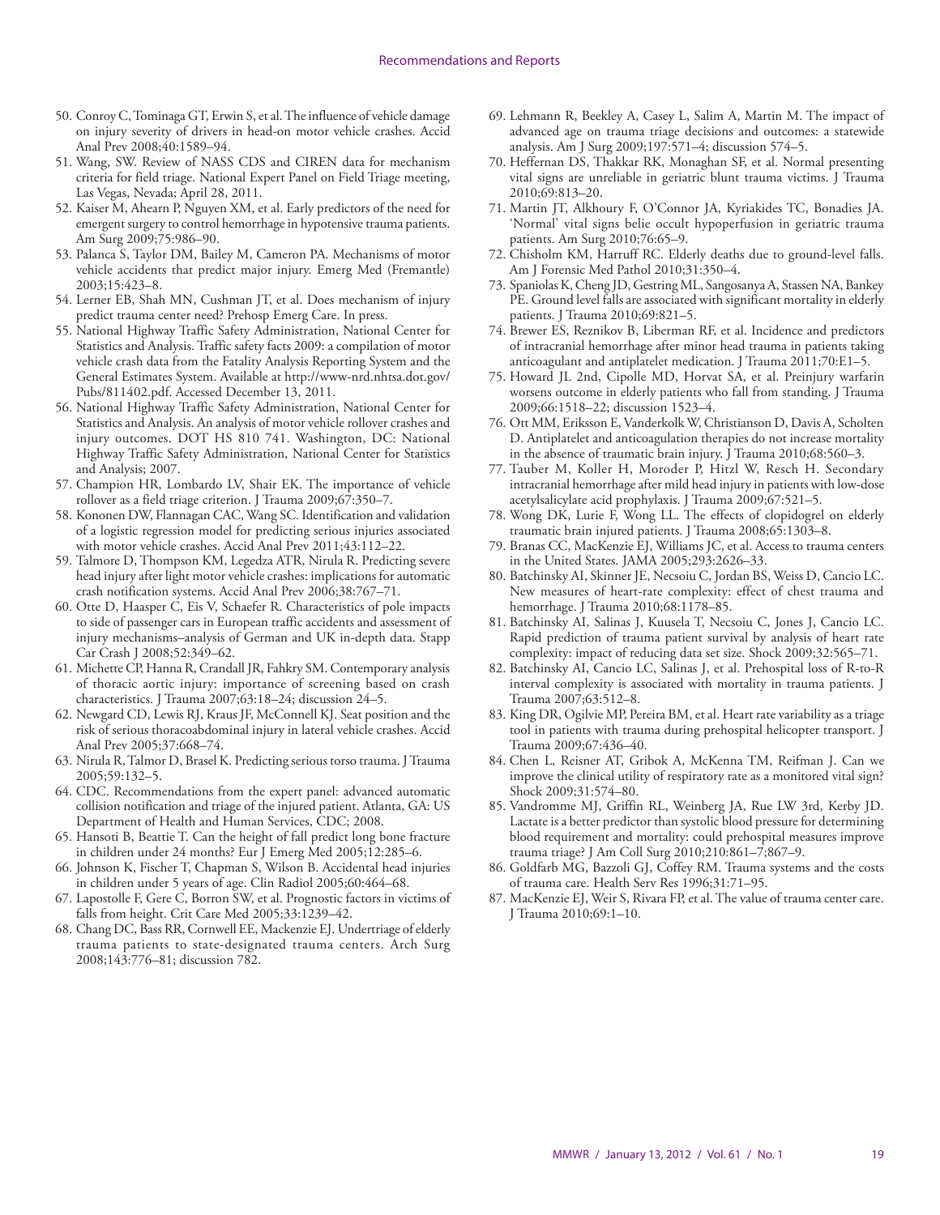50. Conroy C, Tominaga GT, Erwin S, et al. The influence of vehicle damage on injury severity of drivers in head-on motor vehicle crashes. Accid Anal Prev 2008;40:1589–94.
51. Wang, SW. Review of NASS CDS and CIREN data for mechanism criteria for field triage. National Expert Panel on Field Triage meeting, Las Vegas, Nevada; April 28, 2011.
52. Kaiser M, Ahearn P, Nguyen XM, et al. Early predictors of the need for emergent surgery to control hemorrhage in hypotensive trauma patients. Am Surg 2009;75:986–90.
53. Palanca S, Taylor DM, Bailey M, Cameron PA. Mechanisms of motor vehicle accidents that predict major injury. Emerg Med (Fremantle) 2003;15:423–8.
54. Lerner EB, Shah MN, Cushman JT, et al. Does mechanism of injury predict trauma center need? Prehosp Emerg Care. In press.
55. National Highway Traffic Safety Administration, National Center for Statistics and Analysis. Traffic safety facts 2009: a compilation of motor vehicle crash data from the Fatality Analysis Reporting System and the General Estimates System. Available at http://www-nrd.nhtsa.dot.gov/Pubs/811402.pdf. Accessed December 13, 2011.
56. National Highway Traffic Safety Administration, National Center for Statistics and Analysis. An analysis of motor vehicle rollover crashes and injury outcomes. DOT HS 810 741. Washington, DC: National Highway Traffic Safety Administration, National Center for Statistics and Analysis; 2007.
57. Champion HR, Lombardo LV, Shair EK. The importance of vehicle rollover as a field triage criterion. J Trauma 2009;67:350–7.
58. Kononen DW, Flannagan CAC, Wang SC. Identification and validation of a logistic regression model for predicting serious injuries associated with motor vehicle crashes. Accid Anal Prev 2011;43:112–22.
59. Talmore D, Thompson KM, Legedza ATR, Nirula R. Predicting severe head injury after light motor vehicle crashes: implications for automatic crash notification systems. Accid Anal Prev 2006;38:767–71.
60. Otte D, Haasper C, Eis V, Schaefer R. Characteristics of pole impacts to side of passenger cars in European traffic accidents and assessment of injury mechanisms–analysis of German and UK in-depth data. Stapp Car Crash J 2008;52:349–62.
61. Michette CP, Hanna R, Crandall JR, Fahkry SM. Contemporary analysis of thoracic aortic injury: importance of screening based on crash characteristics. J Trauma 2007;63:18–24; discussion 24–5.
62. Newgard CD, Lewis RJ, Kraus JF, McConnell KJ. Seat position and the risk of serious thoracoabdominal injury in lateral vehicle crashes. Accid Anal Prev 2005;37:668–74.
63. Nirula R, Talmor D, Brasel K. Predicting serious torso trauma. J Trauma 2005;59:132–5.
64. CDC. Recommendations from the expert panel: advanced automatic collision notification and triage of the injured patient. Atlanta, GA: US Department of Health and Human Services, CDC; 2008.
65. Hansoti B, Beattie T. Can the height of fall predict long bone fracture in children under 24 months? Eur J Emerg Med 2005;12:285–6.
66. Johnson K, Fischer T, Chapman S, Wilson B. Accidental head injuries in children under 5 years of age. Clin Radiol 2005;60:464–68.
67. Lapostolle F, Gere C, Borron SW, et al. Prognostic factors in victims of falls from height. Crit Care Med 2005;33:1239–42.
68. Chang DC, Bass RR, Cornwell EE, Mackenzie EJ. Undertriage of elderly trauma patients to state-designated trauma centers. Arch Surg 2008;143:776–81; discussion 782.
69. Lehmann R, Beekley A, Casey L, Salim A, Martin M. The impact of advanced age on trauma triage decisions and outcomes: a statewide analysis. Am J Surg 2009;197:571–4; discussion 574–5.
70. Heffernan DS, Thakkar RK, Monaghan SF, et al. Normal presenting vital signs are unreliable in geriatric blunt trauma victims. J Trauma 2010;69:813–20.
71. Martin JT, Alkhoury F, O'Connor JA, Kyriakides TC, Bonadies JA. 'Normal' vital signs belie occult hypoperfusion in geriatric trauma patients. Am Surg 2010;76:65–9.
72. Chisholm KM, Harruff RC. Elderly deaths due to ground-level falls. Am J Forensic Med Pathol 2010;31:350–4.
73. Spaniolas K, Cheng JD, Gestring ML, Sangosanya A, Stassen NA, Bankey PE. Ground level falls are associated with significant mortality in elderly patients. J Trauma 2010;69:821–5.
74. Brewer ES, Reznikov B, Liberman RF, et al. Incidence and predictors of intracranial hemorrhage after minor head trauma in patients taking anticoagulant and antiplatelet medication. J Trauma 2011;70:E1–5.
75. Howard JL 2nd, Cipolle MD, Horvat SA, et al. Preinjury warfarin worsens outcome in elderly patients who fall from standing. J Trauma 2009;66:1518–22; discussion 1523–4.
76. Ott MM, Eriksson E, Vanderkolk W, Christianson D, Davis A, Scholten D. Antiplatelet and anticoagulation therapies do not increase mortality in the absence of traumatic brain injury. J Trauma 2010;68:560–3.
77. Tauber M, Koller H, Moroder P, Hitzl W, Resch H. Secondary intracranial hemorrhage after mild head injury in patients with low-dose acetylsalicylate acid prophylaxis. J Trauma 2009;67:521–5.
78. Wong DK, Lurie F, Wong LL. The effects of clopidogrel on elderly traumatic brain injured patients. J Trauma 2008;65:1303–8.
79. Branas CC, MacKenzie EJ, Williams JC, et al. Access to trauma centers in the United States. JAMA 2005;293:2626–33.
80. Batchinsky AI, Skinner JE, Necsoiu C, Jordan BS, Weiss D, Cancio LC. New measures of heart-rate complexity: effect of chest trauma and hemorrhage. J Trauma 2010;68:1178–85.
81. Batchinsky AI, Salinas J, Kuusela T, Necsoiu C, Jones J, Cancio LC. Rapid prediction of trauma patient survival by analysis of heart rate complexity: impact of reducing data set size. Shock 2009;32:565–71.
82. Batchinsky AI, Cancio LC, Salinas J, et al. Prehospital loss of R-to-R interval complexity is associated with mortality in trauma patients. J Trauma 2007;63:512–8.
83. King DR, Ogilvie MP, Pereira BM, et al. Heart rate variability as a triage tool in patients with trauma during prehospital helicopter transport. J Trauma 2009;67:436–40.
84. Chen L, Reisner AT, Gribok A, McKenna TM, Reifman J. Can we improve the clinical utility of respiratory rate as a monitored vital sign? Shock 2009;31:574–80.
85. Vandromme MJ, Griffin RL, Weinberg JA, Rue LW 3rd, Kerby JD. Lactate is a better predictor than systolic blood pressure for determining blood requirement and mortality: could prehospital measures improve trauma triage? J Am Coll Surg 2010;210:861–7;867–9.
86. Goldfarb MG, Bazzoli GJ, Coffey RM. Trauma systems and the costs of trauma care. Health Serv Res 1996;31:71–95.
87. MacKenzie EJ, Weir S, Rivara FP, et al. The value of trauma center care. J Trauma 2010;69:1–10.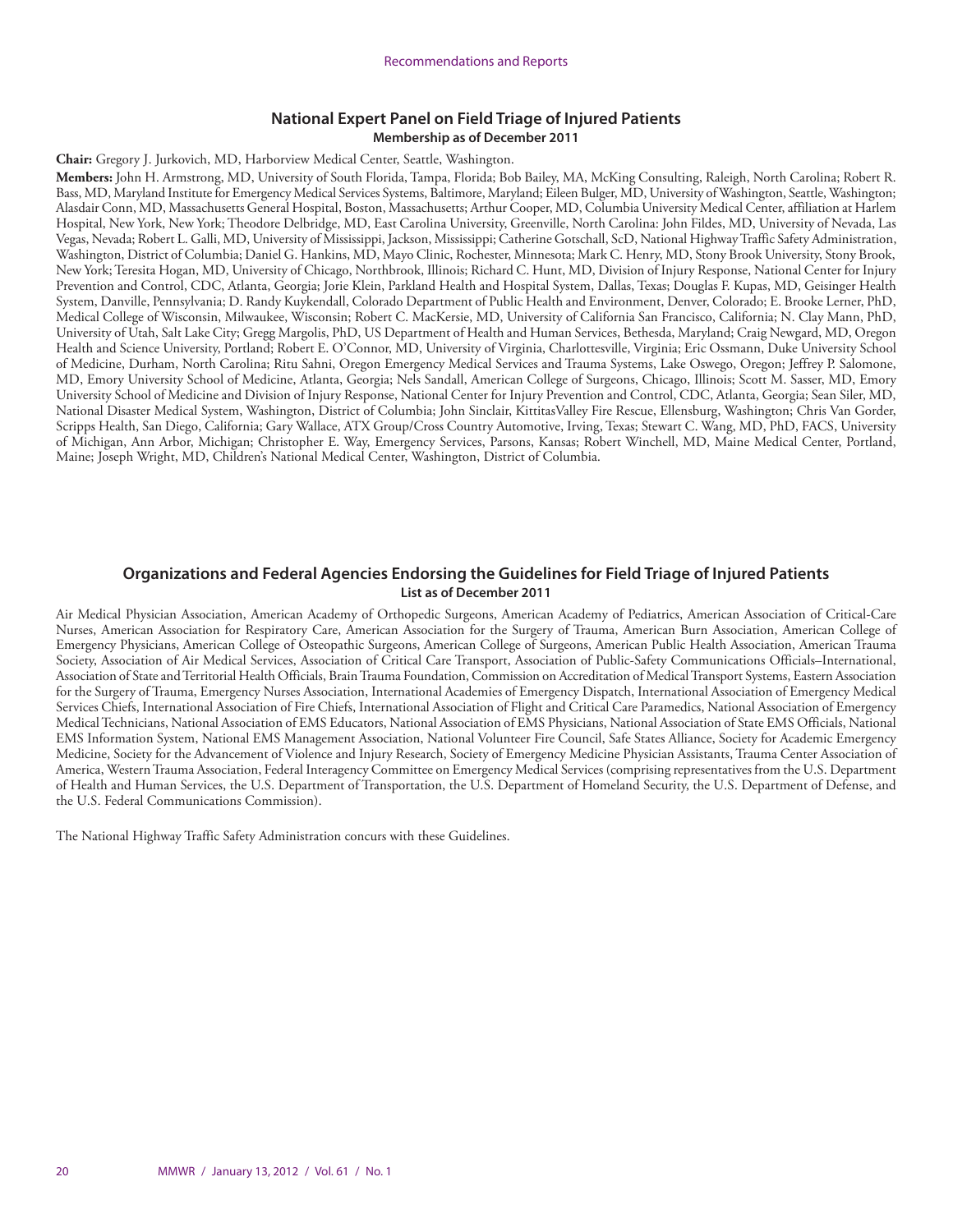## National Expert Panel on Field Triage of Injured Patients

**Membership as of December 2011**

**Chair:** Gregory J. Jurkovich, MD, Harborview Medical Center, Seattle, Washington.

**Members:** John H. Armstrong, MD, University of South Florida, Tampa, Florida; Bob Bailey, MA, McKing Consulting, Raleigh, North Carolina; Robert R. Bass, MD, Maryland Institute for Emergency Medical Services Systems, Baltimore, Maryland; Eileen Bulger, MD, University of Washington, Seattle, Washington; Alasdair Conn, MD, Massachusetts General Hospital, Boston, Massachusetts; Arthur Cooper, MD, Columbia University Medical Center, affiliation at Harlem Hospital, New York, New York; Theodore Delbridge, MD, East Carolina University, Greenville, North Carolina: John Fildes, MD, University of Nevada, Las Vegas, Nevada; Robert L. Galli, MD, University of Mississippi, Jackson, Mississippi; Catherine Gotschall, ScD, National Highway Traffic Safety Administration, Washington, District of Columbia; Daniel G. Hankins, MD, Mayo Clinic, Rochester, Minnesota; Mark C. Henry, MD, Stony Brook University, Stony Brook, New York; Teresita Hogan, MD, University of Chicago, Northbrook, Illinois; Richard C. Hunt, MD, Division of Injury Response, National Center for Injury Prevention and Control, CDC, Atlanta, Georgia; Jorie Klein, Parkland Health and Hospital System, Dallas, Texas; Douglas F. Kupas, MD, Geisinger Health System, Danville, Pennsylvania; D. Randy Kuykendall, Colorado Department of Public Health and Environment, Denver, Colorado; E. Brooke Lerner, PhD, Medical College of Wisconsin, Milwaukee, Wisconsin; Robert C. MacKersie, MD, University of California San Francisco, California; N. Clay Mann, PhD, University of Utah, Salt Lake City; Gregg Margolis, PhD, US Department of Health and Human Services, Bethesda, Maryland; Craig Newgard, MD, Oregon Health and Science University, Portland; Robert E. O'Connor, MD, University of Virginia, Charlottesville, Virginia; Eric Ossmann, Duke University School of Medicine, Durham, North Carolina; Ritu Sahni, Oregon Emergency Medical Services and Trauma Systems, Lake Oswego, Oregon; Jeffrey P. Salomone, MD, Emory University School of Medicine, Atlanta, Georgia; Nels Sandall, American College of Surgeons, Chicago, Illinois; Scott M. Sasser, MD, Emory University School of Medicine and Division of Injury Response, National Center for Injury Prevention and Control, CDC, Atlanta, Georgia; Sean Siler, MD, National Disaster Medical System, Washington, District of Columbia; John Sinclair, KittitasValley Fire Rescue, Ellensburg, Washington; Chris Van Gorder, Scripps Health, San Diego, California; Gary Wallace, ATX Group/Cross Country Automotive, Irving, Texas; Stewart C. Wang, MD, PhD, FACS, University of Michigan, Ann Arbor, Michigan; Christopher E. Way, Emergency Services, Parsons, Kansas; Robert Winchell, MD, Maine Medical Center, Portland, Maine; Joseph Wright, MD, Children's National Medical Center, Washington, District of Columbia.

## Organizations and Federal Agencies Endorsing the Guidelines for Field Triage of Injured Patients

**List as of December 2011**

Air Medical Physician Association, American Academy of Orthopedic Surgeons, American Academy of Pediatrics, American Association of Critical-Care Nurses, American Association for Respiratory Care, American Association for the Surgery of Trauma, American Burn Association, American College of Emergency Physicians, American College of Osteopathic Surgeons, American College of Surgeons, American Public Health Association, American Trauma Society, Association of Air Medical Services, Association of Critical Care Transport, Association of Public-Safety Communications Officials–International, Association of State and Territorial Health Officials, Brain Trauma Foundation, Commission on Accreditation of Medical Transport Systems, Eastern Association for the Surgery of Trauma, Emergency Nurses Association, International Academies of Emergency Dispatch, International Association of Emergency Medical Services Chiefs, International Association of Fire Chiefs, International Association of Flight and Critical Care Paramedics, National Association of Emergency Medical Technicians, National Association of EMS Educators, National Association of EMS Physicians, National Association of State EMS Officials, National EMS Information System, National EMS Management Association, National Volunteer Fire Council, Safe States Alliance, Society for Academic Emergency Medicine, Society for the Advancement of Violence and Injury Research, Society of Emergency Medicine Physician Assistants, Trauma Center Association of America, Western Trauma Association, Federal Interagency Committee on Emergency Medical Services (comprising representatives from the U.S. Department of Health and Human Services, the U.S. Department of Transportation, the U.S. Department of Homeland Security, the U.S. Department of Defense, and the U.S. Federal Communications Commission).

The National Highway Traffic Safety Administration concurs with these Guidelines.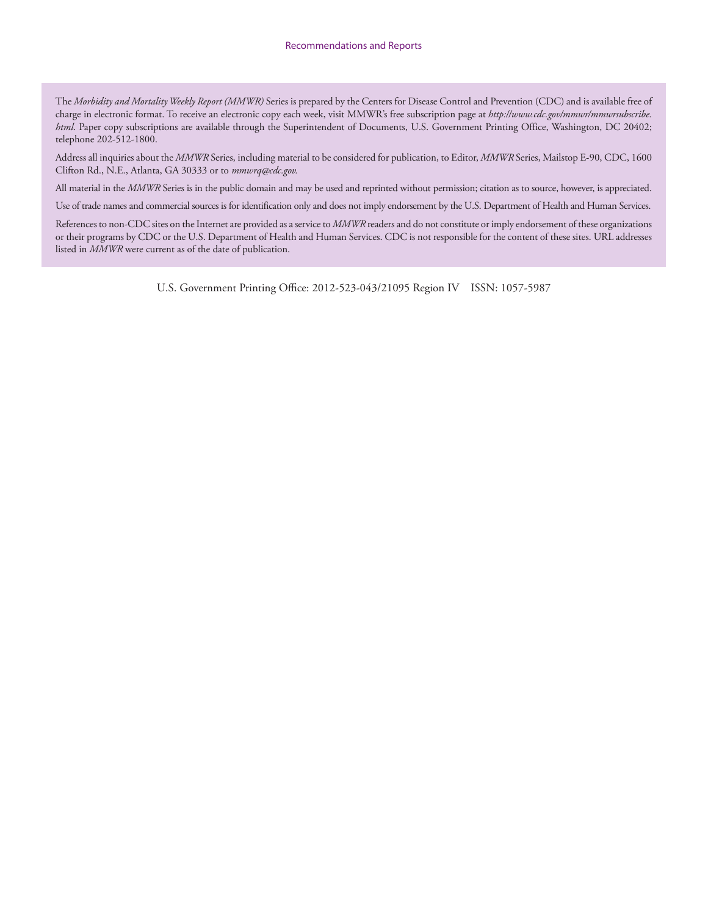The *Morbidity and Mortality Weekly Report (MMWR)* Series is prepared by the Centers for Disease Control and Prevention (CDC) and is available free of charge in electronic format. To receive an electronic copy each week, visit MMWR's free subscription page at *http://www.cdc.gov/mmwr/mmwrsubscribe.html*. Paper copy subscriptions are available through the Superintendent of Documents, U.S. Government Printing Office, Washington, DC 20402; telephone 202-512-1800.

Address all inquiries about the *MMWR* Series, including material to be considered for publication, to Editor, *MMWR* Series, Mailstop E-90, CDC, 1600 Clifton Rd., N.E., Atlanta, GA 30333 or to *mmwrq@cdc.gov.*

All material in the *MMWR* Series is in the public domain and may be used and reprinted without permission; citation as to source, however, is appreciated.

Use of trade names and commercial sources is for identification only and does not imply endorsement by the U.S. Department of Health and Human Services.

References to non-CDC sites on the Internet are provided as a service to *MMWR* readers and do not constitute or imply endorsement of these organizations or their programs by CDC or the U.S. Department of Health and Human Services. CDC is not responsible for the content of these sites. URL addresses listed in *MMWR* were current as of the date of publication.

U.S. Government Printing Office: 2012-523-043/21095 Region IV ISSN: 1057-5987